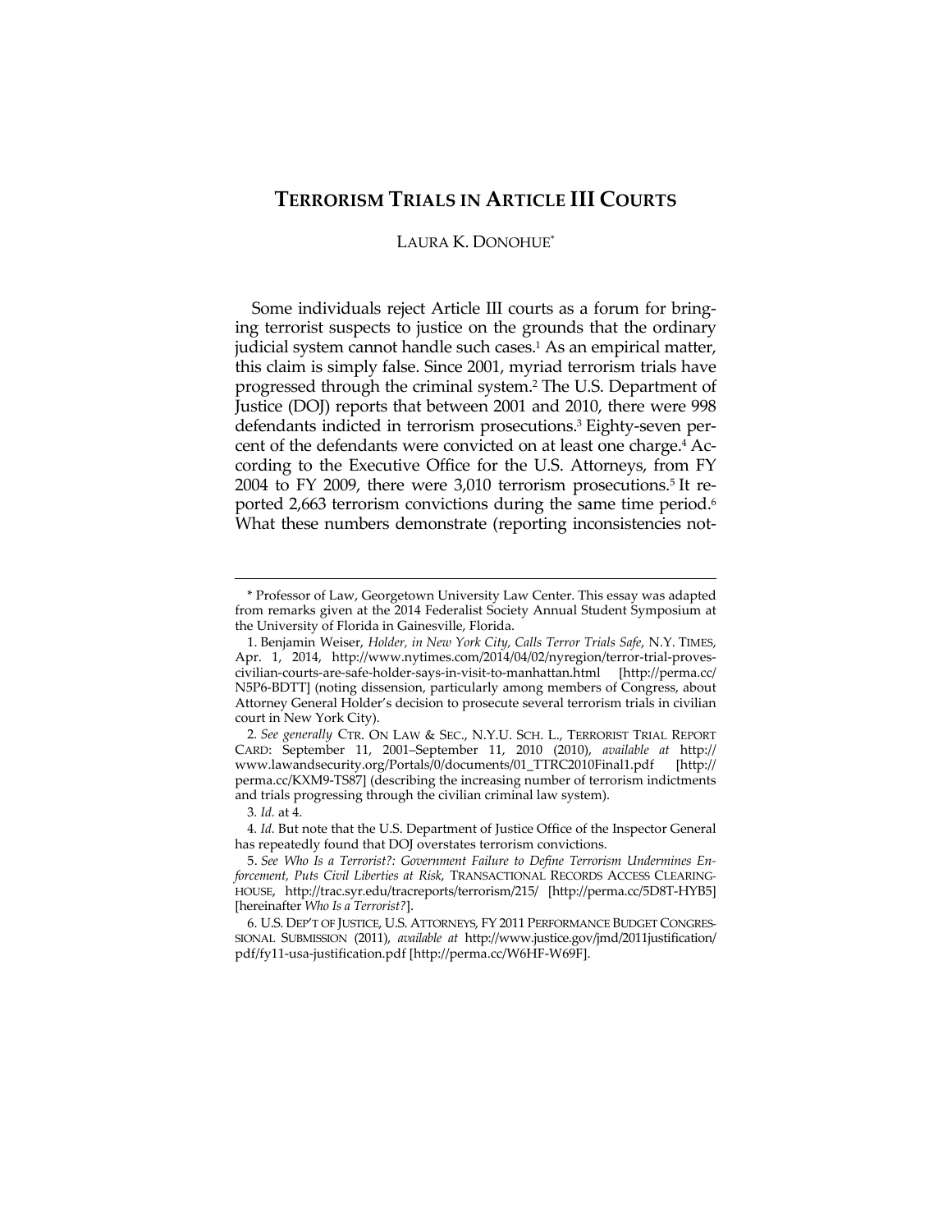# TERRORISM TRIALS IN ARTICLE III COURTS

LAURA K. DONOHUE*

Some individuals reject Article III courts as a forum for bringing terrorist suspects to justice on the grounds that the ordinary judicial system cannot handle such cases.[1] As an empirical matter, this claim is simply false. Since 2001, myriad terrorism trials have progressed through the criminal system.[2] The U.S. Department of Justice (DOJ) reports that between 2001 and 2010, there were 998 defendants indicted in terrorism prosecutions.[3] Eighty-seven percent of the defendants were convicted on at least one charge.[4] According to the Executive Office for the U.S. Attorneys, from FY 2004 to FY 2009, there were 3,010 terrorism prosecutions.[5] It reported 2,663 terrorism convictions during the same time period.[6] What these numbers demonstrate (reporting inconsistencies not-

---

\* Professor of Law, Georgetown University Law Center. This essay was adapted from remarks given at the 2014 Federalist Society Annual Student Symposium at the University of Florida in Gainesville, Florida.

1. Benjamin Weiser, *Holder, in New York City, Calls Terror Trials Safe*, N.Y. TIMES, Apr. 1, 2014, http://www.nytimes.com/2014/04/02/nyregion/terror-trial-proves-civilian-courts-are-safe-holder-says-in-visit-to-manhattan.html [http://perma.cc/N5P6-BDTT] (noting dissension, particularly among members of Congress, about Attorney General Holder's decision to prosecute several terrorism trials in civilian court in New York City).

2. *See generally* CTR. ON LAW & SEC., N.Y.U. SCH. L., TERRORIST TRIAL REPORT CARD: September 11, 2001–September 11, 2010 (2010), *available at* http://www.lawandsecurity.org/Portals/0/documents/01_TTRC2010Final1.pdf [http://perma.cc/KXM9-TS87] (describing the increasing number of terrorism indictments and trials progressing through the civilian criminal law system).

3. *Id.* at 4.

4. *Id.* But note that the U.S. Department of Justice Office of the Inspector General has repeatedly found that DOJ overstates terrorism convictions.

5. *See Who Is a Terrorist?: Government Failure to Define Terrorism Undermines Enforcement, Puts Civil Liberties at Risk*, TRANSACTIONAL RECORDS ACCESS CLEARINGHOUSE, http://trac.syr.edu/tracreports/terrorism/215/ [http://perma.cc/5D8T-HYB5] [hereinafter *Who Is a Terrorist?*].

6. U.S. DEP'T OF JUSTICE, U.S. ATTORNEYS, FY 2011 PERFORMANCE BUDGET CONGRESSIONAL SUBMISSION (2011), *available at* http://www.justice.gov/jmd/2011justification/pdf/fy11-usa-justification.pdf [http://perma.cc/W6HF-W69F].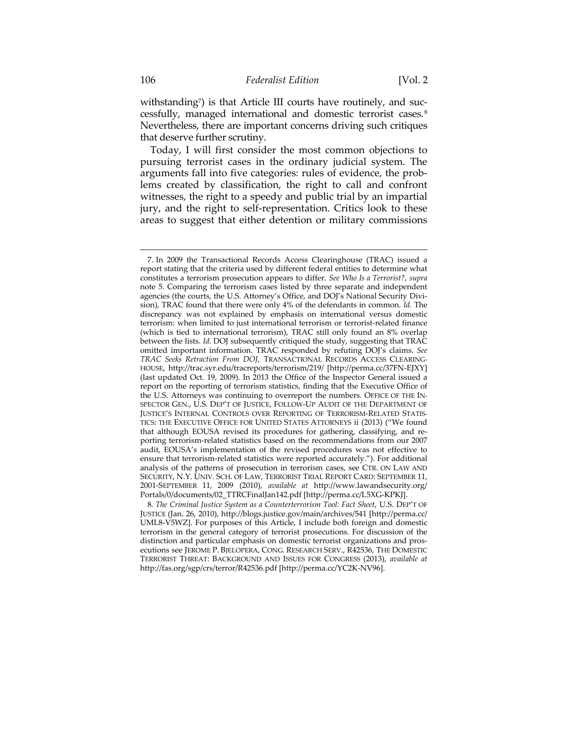withstanding[7]) is that Article III courts have routinely, and successfully, managed international and domestic terrorist cases.[8] Nevertheless, there are important concerns driving such critiques that deserve further scrutiny.

Today, I will first consider the most common objections to pursuing terrorist cases in the ordinary judicial system. The arguments fall into five categories: rules of evidence, the problems created by classification, the right to call and confront witnesses, the right to a speedy and public trial by an impartial jury, and the right to self-representation. Critics look to these areas to suggest that either detention or military commissions

---

7. In 2009 the Transactional Records Access Clearinghouse (TRAC) issued a report stating that the criteria used by different federal entities to determine what constitutes a terrorism prosecution appears to differ. *See Who Is a Terrorist?*, *supra* note 5. Comparing the terrorism cases listed by three separate and independent agencies (the courts, the U.S. Attorney's Office, and DOJ's National Security Division), TRAC found that there were only 4% of the defendants in common. *Id.* The discrepancy was not explained by emphasis on international versus domestic terrorism: when limited to just international terrorism or terrorist-related finance (which is tied to international terrorism), TRAC still only found an 8% overlap between the lists. *Id.* DOJ subsequently critiqued the study, suggesting that TRAC omitted important information. TRAC responded by refuting DOJ's claims. *See TRAC Seeks Retraction From DOJ*, TRANSACTIONAL RECORDS ACCESS CLEARINGHOUSE, http://trac.syr.edu/tracreports/terrorism/219/ [http://perma.cc/37FN-EJXY] (last updated Oct. 19, 2009). In 2013 the Office of the Inspector General issued a report on the reporting of terrorism statistics, finding that the Executive Office of the U.S. Attorneys was continuing to overreport the numbers. OFFICE OF THE INSPECTOR GEN., U.S. DEP'T OF JUSTICE, FOLLOW-UP AUDIT OF THE DEPARTMENT OF JUSTICE'S INTERNAL CONTROLS OVER REPORTING OF TERRORISM-RELATED STATISTICS: THE EXECUTIVE OFFICE FOR UNITED STATES ATTORNEYS ii (2013) ("We found that although EOUSA revised its procedures for gathering, classifying, and reporting terrorism-related statistics based on the recommendations from our 2007 audit, EOUSA's implementation of the revised procedures was not effective to ensure that terrorism-related statistics were reported accurately."). For additional analysis of the patterns of prosecution in terrorism cases, see CTR. ON LAW AND SECURITY, N.Y. UNIV. SCH. OF LAW, TERRORIST TRIAL REPORT CARD: SEPTEMBER 11, 2001-SEPTEMBER 11, 2009 (2010), *available at* http://www.lawandsecurity.org/Portals/0/documents/02_TTRCFinalJan142.pdf [http://perma.cc/L5XG-KPKJ].

8. *The Criminal Justice System as a Counterterrorism Tool: Fact Sheet*, U.S. DEP'T OF JUSTICE (Jan. 26, 2010), http://blogs.justice.gov/main/archives/541 [http://perma.cc/UML8-V5WZ]. For purposes of this Article, I include both foreign and domestic terrorism in the general category of terrorist prosecutions. For discussion of the distinction and particular emphasis on domestic terrorist organizations and prosecutions see JEROME P. BJELOPERA, CONG. RESEARCH SERV., R42536, THE DOMESTIC TERRORIST THREAT: BACKGROUND AND ISSUES FOR CONGRESS (2013), *available at* http://fas.org/sgp/crs/terror/R42536.pdf [http://perma.cc/YC2K-NV96].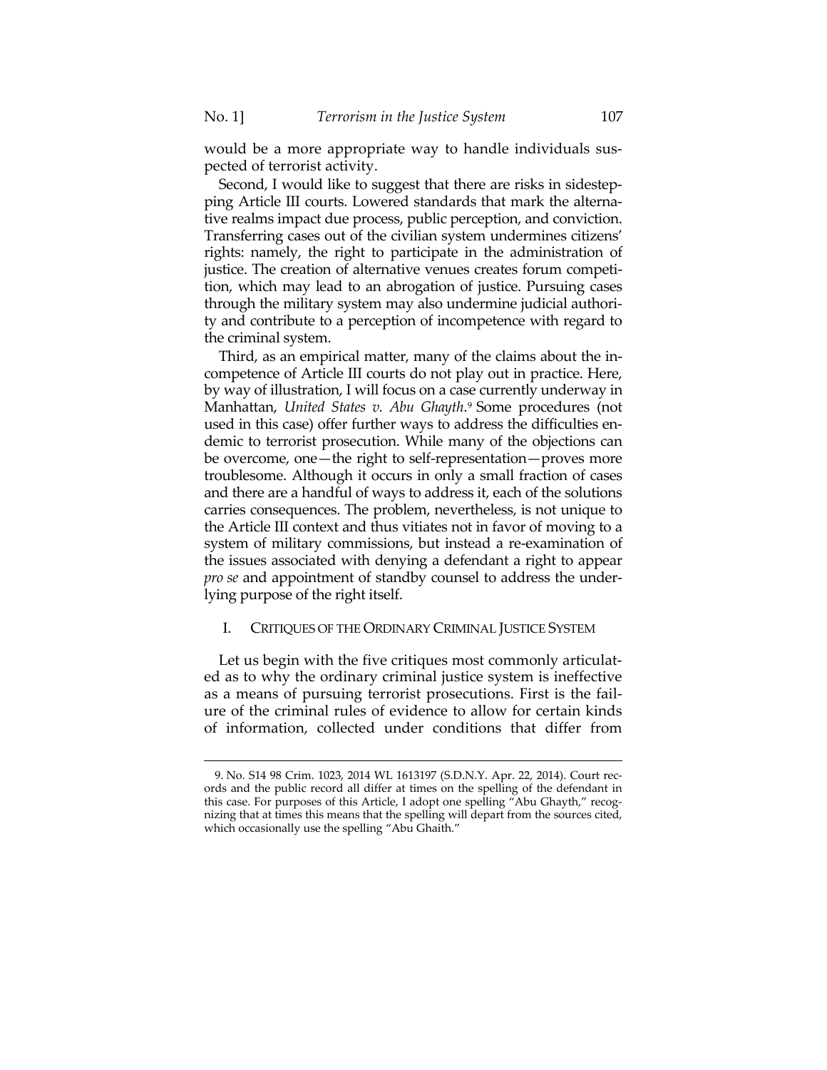would be a more appropriate way to handle individuals suspected of terrorist activity.

Second, I would like to suggest that there are risks in sidestepping Article III courts. Lowered standards that mark the alternative realms impact due process, public perception, and conviction. Transferring cases out of the civilian system undermines citizens' rights: namely, the right to participate in the administration of justice. The creation of alternative venues creates forum competition, which may lead to an abrogation of justice. Pursuing cases through the military system may also undermine judicial authority and contribute to a perception of incompetence with regard to the criminal system.

Third, as an empirical matter, many of the claims about the incompetence of Article III courts do not play out in practice. Here, by way of illustration, I will focus on a case currently underway in Manhattan, *United States v. Abu Ghayth*.[9] Some procedures (not used in this case) offer further ways to address the difficulties endemic to terrorist prosecution. While many of the objections can be overcome, one—the right to self-representation—proves more troublesome. Although it occurs in only a small fraction of cases and there are a handful of ways to address it, each of the solutions carries consequences. The problem, nevertheless, is not unique to the Article III context and thus vitiates not in favor of moving to a system of military commissions, but instead a re-examination of the issues associated with denying a defendant a right to appear *pro se* and appointment of standby counsel to address the underlying purpose of the right itself.

## I. CRITIQUES OF THE ORDINARY CRIMINAL JUSTICE SYSTEM

Let us begin with the five critiques most commonly articulated as to why the ordinary criminal justice system is ineffective as a means of pursuing terrorist prosecutions. First is the failure of the criminal rules of evidence to allow for certain kinds of information, collected under conditions that differ from

---

9. No. S14 98 Crim. 1023, 2014 WL 1613197 (S.D.N.Y. Apr. 22, 2014). Court records and the public record all differ at times on the spelling of the defendant in this case. For purposes of this Article, I adopt one spelling "Abu Ghayth," recognizing that at times this means that the spelling will depart from the sources cited, which occasionally use the spelling "Abu Ghaith."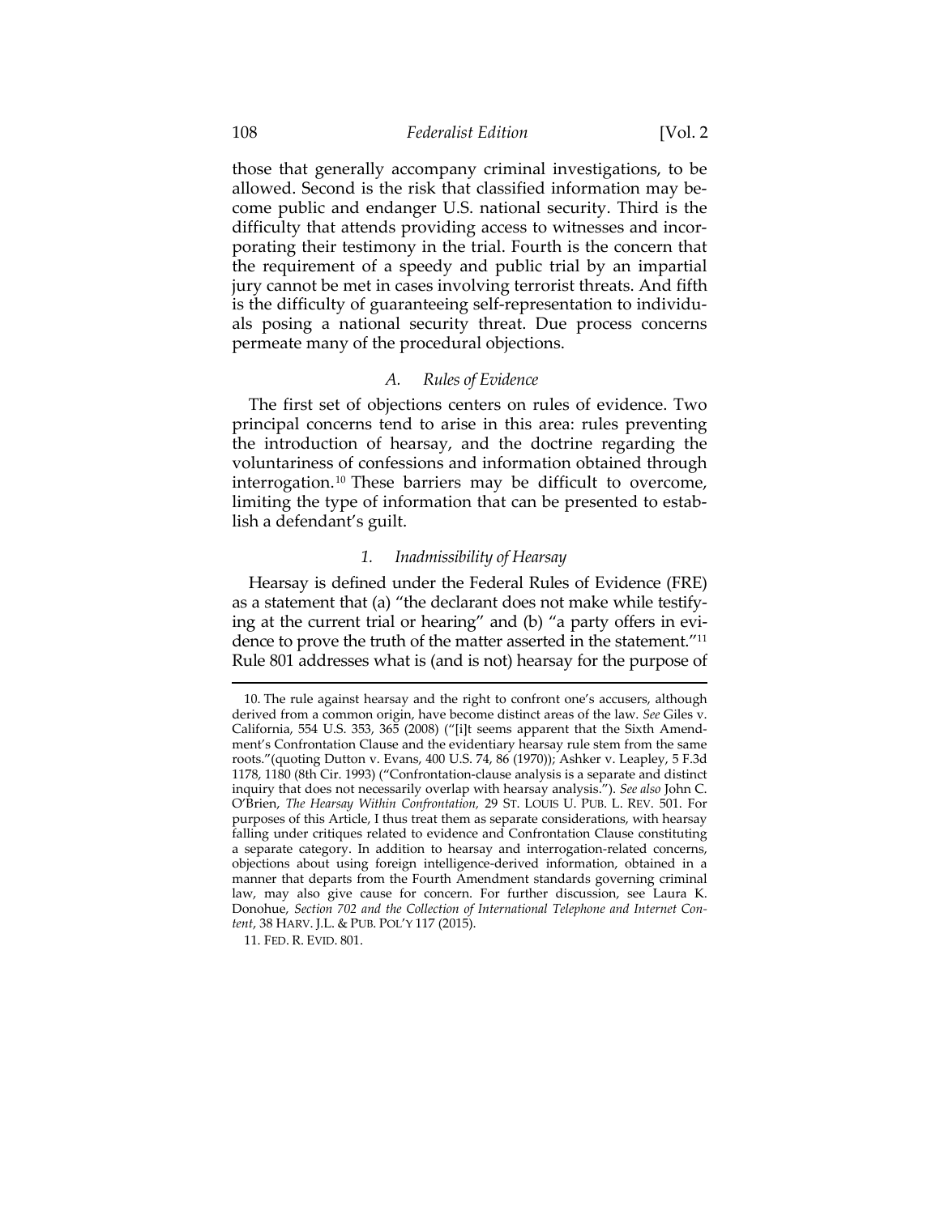those that generally accompany criminal investigations, to be allowed. Second is the risk that classified information may become public and endanger U.S. national security. Third is the difficulty that attends providing access to witnesses and incorporating their testimony in the trial. Fourth is the concern that the requirement of a speedy and public trial by an impartial jury cannot be met in cases involving terrorist threats. And fifth is the difficulty of guaranteeing self-representation to individuals posing a national security threat. Due process concerns permeate many of the procedural objections.

### *A. Rules of Evidence*

The first set of objections centers on rules of evidence. Two principal concerns tend to arise in this area: rules preventing the introduction of hearsay, and the doctrine regarding the voluntariness of confessions and information obtained through interrogation.[10] These barriers may be difficult to overcome, limiting the type of information that can be presented to establish a defendant's guilt.

#### *1. Inadmissibility of Hearsay*

Hearsay is defined under the Federal Rules of Evidence (FRE) as a statement that (a) "the declarant does not make while testifying at the current trial or hearing" and (b) "a party offers in evidence to prove the truth of the matter asserted in the statement."[11] Rule 801 addresses what is (and is not) hearsay for the purpose of

---

10. The rule against hearsay and the right to confront one's accusers, although derived from a common origin, have become distinct areas of the law. *See* Giles v. California, 554 U.S. 353, 365 (2008) ("[i]t seems apparent that the Sixth Amendment's Confrontation Clause and the evidentiary hearsay rule stem from the same roots."(quoting Dutton v. Evans, 400 U.S. 74, 86 (1970)); Ashker v. Leapley, 5 F.3d 1178, 1180 (8th Cir. 1993) ("Confrontation-clause analysis is a separate and distinct inquiry that does not necessarily overlap with hearsay analysis."). *See also* John C. O'Brien, *The Hearsay Within Confrontation*, 29 ST. LOUIS U. PUB. L. REV. 501. For purposes of this Article, I thus treat them as separate considerations, with hearsay falling under critiques related to evidence and Confrontation Clause constituting a separate category. In addition to hearsay and interrogation-related concerns, objections about using foreign intelligence-derived information, obtained in a manner that departs from the Fourth Amendment standards governing criminal law, may also give cause for concern. For further discussion, see Laura K. Donohue, *Section 702 and the Collection of International Telephone and Internet Content*, 38 HARV. J.L. & PUB. POL'Y 117 (2015).

11. FED. R. EVID. 801.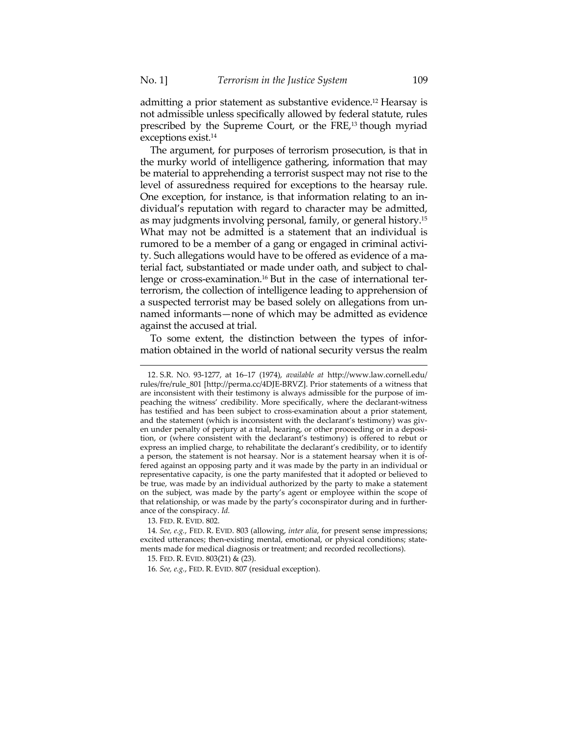admitting a prior statement as substantive evidence.[12] Hearsay is not admissible unless specifically allowed by federal statute, rules prescribed by the Supreme Court, or the FRE,[13] though myriad exceptions exist.[14]

The argument, for purposes of terrorism prosecution, is that in the murky world of intelligence gathering, information that may be material to apprehending a terrorist suspect may not rise to the level of assuredness required for exceptions to the hearsay rule. One exception, for instance, is that information relating to an individual's reputation with regard to character may be admitted, as may judgments involving personal, family, or general history.[15] What may not be admitted is a statement that an individual is rumored to be a member of a gang or engaged in criminal activity. Such allegations would have to be offered as evidence of a material fact, substantiated or made under oath, and subject to challenge or cross-examination.[16] But in the case of international terterrorism, the collection of intelligence leading to apprehension of a suspected terrorist may be based solely on allegations from unnamed informants—none of which may be admitted as evidence against the accused at trial.

To some extent, the distinction between the types of information obtained in the world of national security versus the realm

---

12. S.R. NO. 93-1277, at 16–17 (1974), *available at* http://www.law.cornell.edu/rules/fre/rule_801 [http://perma.cc/4DJE-BRVZ]. Prior statements of a witness that are inconsistent with their testimony is always admissible for the purpose of impeaching the witness' credibility. More specifically, where the declarant-witness has testified and has been subject to cross-examination about a prior statement, and the statement (which is inconsistent with the declarant's testimony) was given under penalty of perjury at a trial, hearing, or other proceeding or in a deposition, or (where consistent with the declarant's testimony) is offered to rebut or express an implied charge, to rehabilitate the declarant's credibility, or to identify a person, the statement is not hearsay. Nor is a statement hearsay when it is offered against an opposing party and it was made by the party in an individual or representative capacity, is one the party manifested that it adopted or believed to be true, was made by an individual authorized by the party to make a statement on the subject, was made by the party's agent or employee within the scope of that relationship, or was made by the party's coconspirator during and in furtherance of the conspiracy. *Id.*

13. FED. R. EVID. 802.

14. *See, e.g.*, FED. R. EVID. 803 (allowing, *inter alia*, for present sense impressions; excited utterances; then-existing mental, emotional, or physical conditions; statements made for medical diagnosis or treatment; and recorded recollections).

15. FED. R. EVID. 803(21) & (23).

16. *See, e.g.*, FED. R. EVID. 807 (residual exception).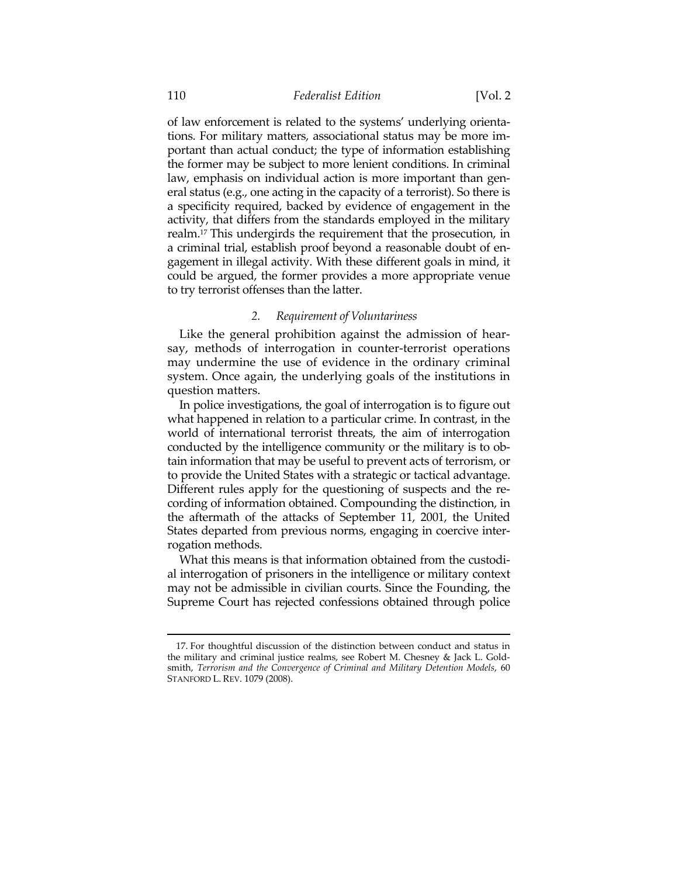of law enforcement is related to the systems' underlying orientations. For military matters, associational status may be more important than actual conduct; the type of information establishing the former may be subject to more lenient conditions. In criminal law, emphasis on individual action is more important than general status (e.g., one acting in the capacity of a terrorist). So there is a specificity required, backed by evidence of engagement in the activity, that differs from the standards employed in the military realm.[17] This undergirds the requirement that the prosecution, in a criminal trial, establish proof beyond a reasonable doubt of engagement in illegal activity. With these different goals in mind, it could be argued, the former provides a more appropriate venue to try terrorist offenses than the latter.

### 2. *Requirement of Voluntariness*

Like the general prohibition against the admission of hearsay, methods of interrogation in counter-terrorist operations may undermine the use of evidence in the ordinary criminal system. Once again, the underlying goals of the institutions in question matters.

In police investigations, the goal of interrogation is to figure out what happened in relation to a particular crime. In contrast, in the world of international terrorist threats, the aim of interrogation conducted by the intelligence community or the military is to obtain information that may be useful to prevent acts of terrorism, or to provide the United States with a strategic or tactical advantage. Different rules apply for the questioning of suspects and the recording of information obtained. Compounding the distinction, in the aftermath of the attacks of September 11, 2001, the United States departed from previous norms, engaging in coercive interrogation methods.

What this means is that information obtained from the custodial interrogation of prisoners in the intelligence or military context may not be admissible in civilian courts. Since the Founding, the Supreme Court has rejected confessions obtained through police

---

17. For thoughtful discussion of the distinction between conduct and status in the military and criminal justice realms, see Robert M. Chesney & Jack L. Goldsmith, *Terrorism and the Convergence of Criminal and Military Detention Models*, 60 STANFORD L. REV. 1079 (2008).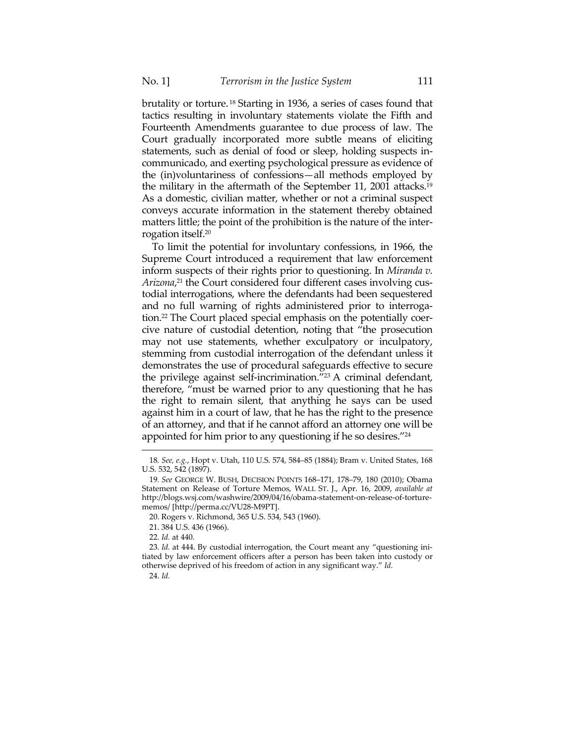brutality or torture.[18] Starting in 1936, a series of cases found that tactics resulting in involuntary statements violate the Fifth and Fourteenth Amendments guarantee to due process of law. The Court gradually incorporated more subtle means of eliciting statements, such as denial of food or sleep, holding suspects incommunicado, and exerting psychological pressure as evidence of the (in)voluntariness of confessions—all methods employed by the military in the aftermath of the September 11, 2001 attacks.[19] As a domestic, civilian matter, whether or not a criminal suspect conveys accurate information in the statement thereby obtained matters little; the point of the prohibition is the nature of the interrogation itself.[20]

To limit the potential for involuntary confessions, in 1966, the Supreme Court introduced a requirement that law enforcement inform suspects of their rights prior to questioning. In *Miranda v. Arizona*,[21] the Court considered four different cases involving custodial interrogations, where the defendants had been sequestered and no full warning of rights administered prior to interrogation.[22] The Court placed special emphasis on the potentially coercive nature of custodial detention, noting that "the prosecution may not use statements, whether exculpatory or inculpatory, stemming from custodial interrogation of the defendant unless it demonstrates the use of procedural safeguards effective to secure the privilege against self-incrimination."[23] A criminal defendant, therefore, "must be warned prior to any questioning that he has the right to remain silent, that anything he says can be used against him in a court of law, that he has the right to the presence of an attorney, and that if he cannot afford an attorney one will be appointed for him prior to any questioning if he so desires."[24]

---

18. *See, e.g.*, Hopt v. Utah, 110 U.S. 574, 584–85 (1884); Bram v. United States, 168 U.S. 532, 542 (1897).

19. *See* GEORGE W. BUSH, DECISION POINTS 168–171, 178–79, 180 (2010); Obama Statement on Release of Torture Memos, WALL ST. J., Apr. 16, 2009, *available at* http://blogs.wsj.com/washwire/2009/04/16/obama-statement-on-release-of-torture-memos/ [http://perma.cc/VU28-M9PT].

20. Rogers v. Richmond, 365 U.S. 534, 543 (1960).

21. 384 U.S. 436 (1966).

22. *Id.* at 440.

23. *Id.* at 444. By custodial interrogation, the Court meant any "questioning initiated by law enforcement officers after a person has been taken into custody or otherwise deprived of his freedom of action in any significant way." *Id.*

24. *Id.*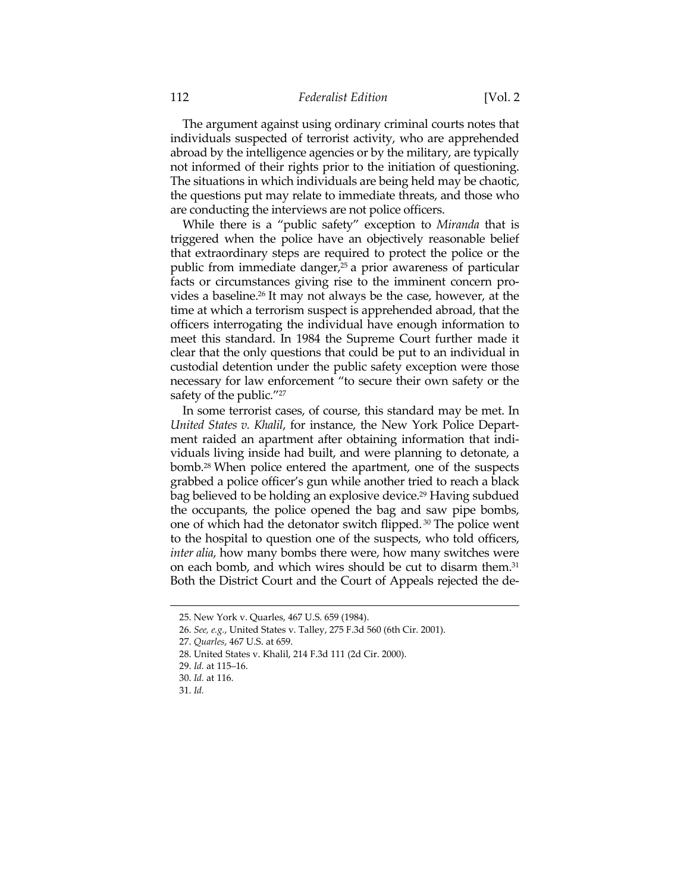The argument against using ordinary criminal courts notes that individuals suspected of terrorist activity, who are apprehended abroad by the intelligence agencies or by the military, are typically not informed of their rights prior to the initiation of questioning. The situations in which individuals are being held may be chaotic, the questions put may relate to immediate threats, and those who are conducting the interviews are not police officers.

While there is a "public safety" exception to *Miranda* that is triggered when the police have an objectively reasonable belief that extraordinary steps are required to protect the police or the public from immediate danger,[25] a prior awareness of particular facts or circumstances giving rise to the imminent concern provides a baseline.[26] It may not always be the case, however, at the time at which a terrorism suspect is apprehended abroad, that the officers interrogating the individual have enough information to meet this standard. In 1984 the Supreme Court further made it clear that the only questions that could be put to an individual in custodial detention under the public safety exception were those necessary for law enforcement "to secure their own safety or the safety of the public."[27]

In some terrorist cases, of course, this standard may be met. In *United States v. Khalil*, for instance, the New York Police Department raided an apartment after obtaining information that individuals living inside had built, and were planning to detonate, a bomb.[28] When police entered the apartment, one of the suspects grabbed a police officer's gun while another tried to reach a black bag believed to be holding an explosive device.[29] Having subdued the occupants, the police opened the bag and saw pipe bombs, one of which had the detonator switch flipped.[30] The police went to the hospital to question one of the suspects, who told officers, *inter alia*, how many bombs there were, how many switches were on each bomb, and which wires should be cut to disarm them.[31] Both the District Court and the Court of Appeals rejected the de-

---

25. New York v. Quarles, 467 U.S. 659 (1984).

26. *See, e.g.*, United States v. Talley, 275 F.3d 560 (6th Cir. 2001).

27. *Quarles*, 467 U.S. at 659.

28. United States v. Khalil, 214 F.3d 111 (2d Cir. 2000).

29. *Id.* at 115–16.

30. *Id.* at 116.

31. *Id.*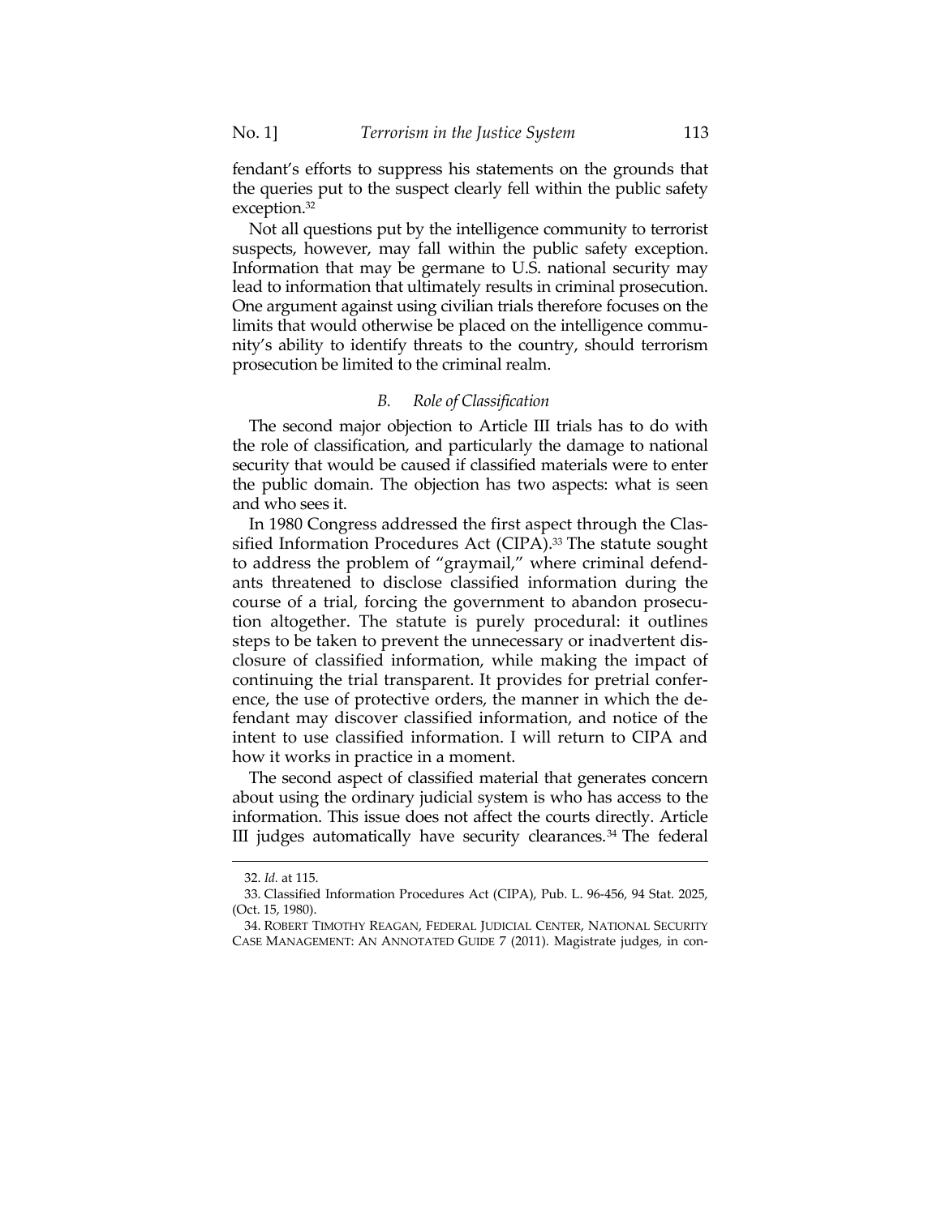fendant's efforts to suppress his statements on the grounds that the queries put to the suspect clearly fell within the public safety exception.[32]

Not all questions put by the intelligence community to terrorist suspects, however, may fall within the public safety exception. Information that may be germane to U.S. national security may lead to information that ultimately results in criminal prosecution. One argument against using civilian trials therefore focuses on the limits that would otherwise be placed on the intelligence community's ability to identify threats to the country, should terrorism prosecution be limited to the criminal realm.

### B. *Role of Classification*

The second major objection to Article III trials has to do with the role of classification, and particularly the damage to national security that would be caused if classified materials were to enter the public domain. The objection has two aspects: what is seen and who sees it.

In 1980 Congress addressed the first aspect through the Classified Information Procedures Act (CIPA).[33] The statute sought to address the problem of "graymail," where criminal defendants threatened to disclose classified information during the course of a trial, forcing the government to abandon prosecution altogether. The statute is purely procedural: it outlines steps to be taken to prevent the unnecessary or inadvertent disclosure of classified information, while making the impact of continuing the trial transparent. It provides for pretrial conference, the use of protective orders, the manner in which the defendant may discover classified information, and notice of the intent to use classified information. I will return to CIPA and how it works in practice in a moment.

The second aspect of classified material that generates concern about using the ordinary judicial system is who has access to the information. This issue does not affect the courts directly. Article III judges automatically have security clearances.[34] The federal

---

32. *Id.* at 115.

33. Classified Information Procedures Act (CIPA), Pub. L. 96-456, 94 Stat. 2025, (Oct. 15, 1980).

34. ROBERT TIMOTHY REAGAN, FEDERAL JUDICIAL CENTER, NATIONAL SECURITY CASE MANAGEMENT: AN ANNOTATED GUIDE 7 (2011). Magistrate judges, in con-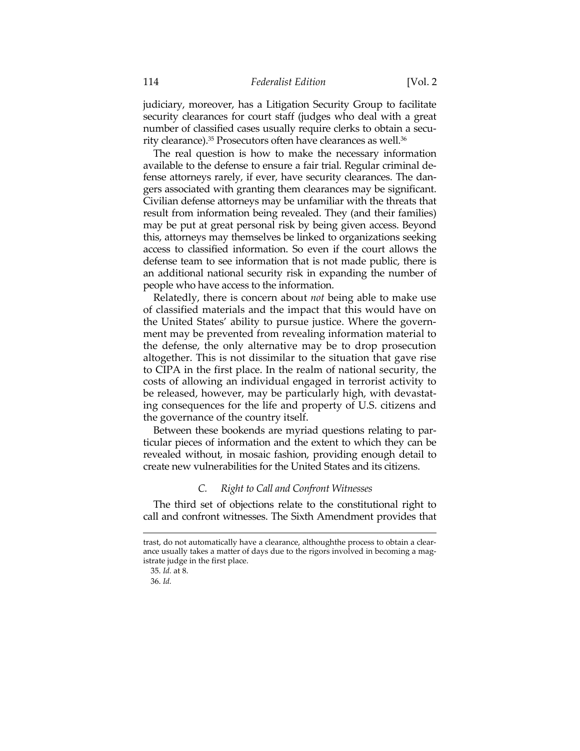judiciary, moreover, has a Litigation Security Group to facilitate security clearances for court staff (judges who deal with a great number of classified cases usually require clerks to obtain a security clearance).[35] Prosecutors often have clearances as well.[36]

The real question is how to make the necessary information available to the defense to ensure a fair trial. Regular criminal defense attorneys rarely, if ever, have security clearances. The dangers associated with granting them clearances may be significant. Civilian defense attorneys may be unfamiliar with the threats that result from information being revealed. They (and their families) may be put at great personal risk by being given access. Beyond this, attorneys may themselves be linked to organizations seeking access to classified information. So even if the court allows the defense team to see information that is not made public, there is an additional national security risk in expanding the number of people who have access to the information.

Relatedly, there is concern about *not* being able to make use of classified materials and the impact that this would have on the United States' ability to pursue justice. Where the government may be prevented from revealing information material to the defense, the only alternative may be to drop prosecution altogether. This is not dissimilar to the situation that gave rise to CIPA in the first place. In the realm of national security, the costs of allowing an individual engaged in terrorist activity to be released, however, may be particularly high, with devastating consequences for the life and property of U.S. citizens and the governance of the country itself.

Between these bookends are myriad questions relating to particular pieces of information and the extent to which they can be revealed without, in mosaic fashion, providing enough detail to create new vulnerabilities for the United States and its citizens.

### *C. Right to Call and Confront Witnesses*

The third set of objections relate to the constitutional right to call and confront witnesses. The Sixth Amendment provides that

---

trast, do not automatically have a clearance, althoughthe process to obtain a clearance usually takes a matter of days due to the rigors involved in becoming a magistrate judge in the first place.

35. *Id.* at 8.

36. *Id.*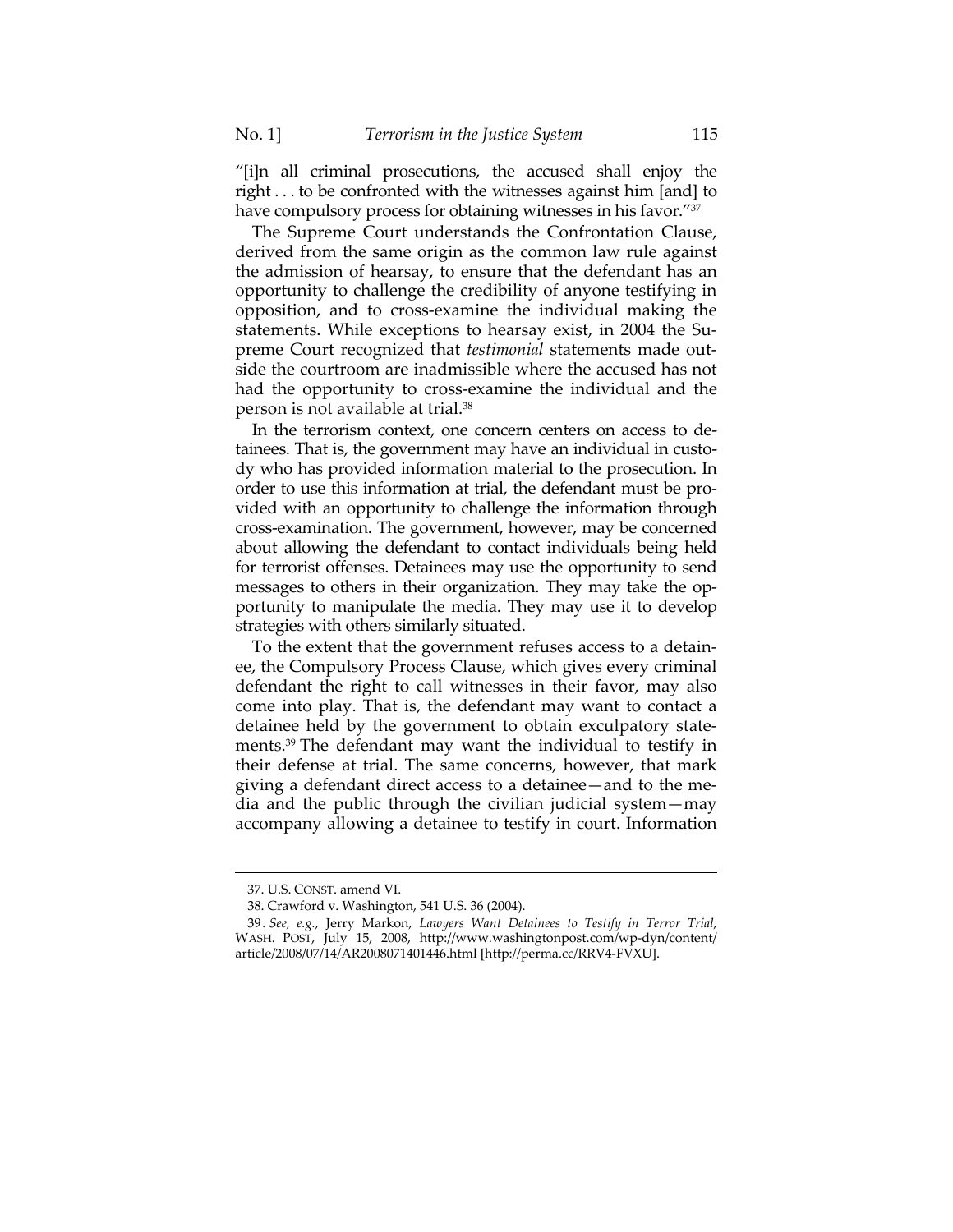"[i]n all criminal prosecutions, the accused shall enjoy the right . . . to be confronted with the witnesses against him [and] to have compulsory process for obtaining witnesses in his favor."[37]

The Supreme Court understands the Confrontation Clause, derived from the same origin as the common law rule against the admission of hearsay, to ensure that the defendant has an opportunity to challenge the credibility of anyone testifying in opposition, and to cross-examine the individual making the statements. While exceptions to hearsay exist, in 2004 the Supreme Court recognized that *testimonial* statements made outside the courtroom are inadmissible where the accused has not had the opportunity to cross-examine the individual and the person is not available at trial.[38]

In the terrorism context, one concern centers on access to detainees. That is, the government may have an individual in custody who has provided information material to the prosecution. In order to use this information at trial, the defendant must be provided with an opportunity to challenge the information through cross-examination. The government, however, may be concerned about allowing the defendant to contact individuals being held for terrorist offenses. Detainees may use the opportunity to send messages to others in their organization. They may take the opportunity to manipulate the media. They may use it to develop strategies with others similarly situated.

To the extent that the government refuses access to a detainee, the Compulsory Process Clause, which gives every criminal defendant the right to call witnesses in their favor, may also come into play. That is, the defendant may want to contact a detainee held by the government to obtain exculpatory statements.[39] The defendant may want the individual to testify in their defense at trial. The same concerns, however, that mark giving a defendant direct access to a detainee—and to the media and the public through the civilian judicial system—may accompany allowing a detainee to testify in court. Information

---

37. U.S. CONST. amend VI.

38. Crawford v. Washington, 541 U.S. 36 (2004).

39. *See, e.g.*, Jerry Markon, *Lawyers Want Detainees to Testify in Terror Trial*, WASH. POST, July 15, 2008, http://www.washingtonpost.com/wp-dyn/content/article/2008/07/14/AR2008071401446.html [http://perma.cc/RRV4-FVXU].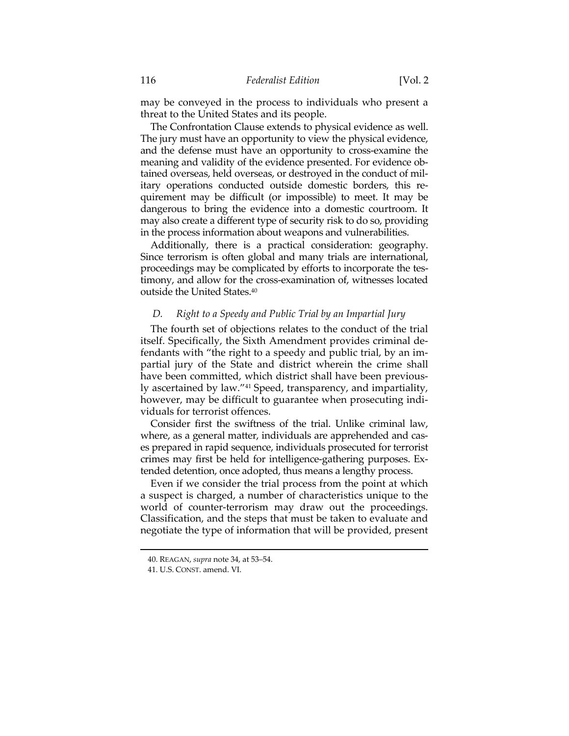may be conveyed in the process to individuals who present a threat to the United States and its people.

The Confrontation Clause extends to physical evidence as well. The jury must have an opportunity to view the physical evidence, and the defense must have an opportunity to cross-examine the meaning and validity of the evidence presented. For evidence obtained overseas, held overseas, or destroyed in the conduct of military operations conducted outside domestic borders, this requirement may be difficult (or impossible) to meet. It may be dangerous to bring the evidence into a domestic courtroom. It may also create a different type of security risk to do so, providing in the process information about weapons and vulnerabilities.

Additionally, there is a practical consideration: geography. Since terrorism is often global and many trials are international, proceedings may be complicated by efforts to incorporate the testimony, and allow for the cross-examination of, witnesses located outside the United States.[40]

### *D. Right to a Speedy and Public Trial by an Impartial Jury*

The fourth set of objections relates to the conduct of the trial itself. Specifically, the Sixth Amendment provides criminal defendants with "the right to a speedy and public trial, by an impartial jury of the State and district wherein the crime shall have been committed, which district shall have been previously ascertained by law."[41] Speed, transparency, and impartiality, however, may be difficult to guarantee when prosecuting individuals for terrorist offences.

Consider first the swiftness of the trial. Unlike criminal law, where, as a general matter, individuals are apprehended and cases prepared in rapid sequence, individuals prosecuted for terrorist crimes may first be held for intelligence-gathering purposes. Extended detention, once adopted, thus means a lengthy process.

Even if we consider the trial process from the point at which a suspect is charged, a number of characteristics unique to the world of counter-terrorism may draw out the proceedings. Classification, and the steps that must be taken to evaluate and negotiate the type of information that will be provided, present

---

40. REAGAN, *supra* note 34, at 53–54.

41. U.S. CONST. amend. VI.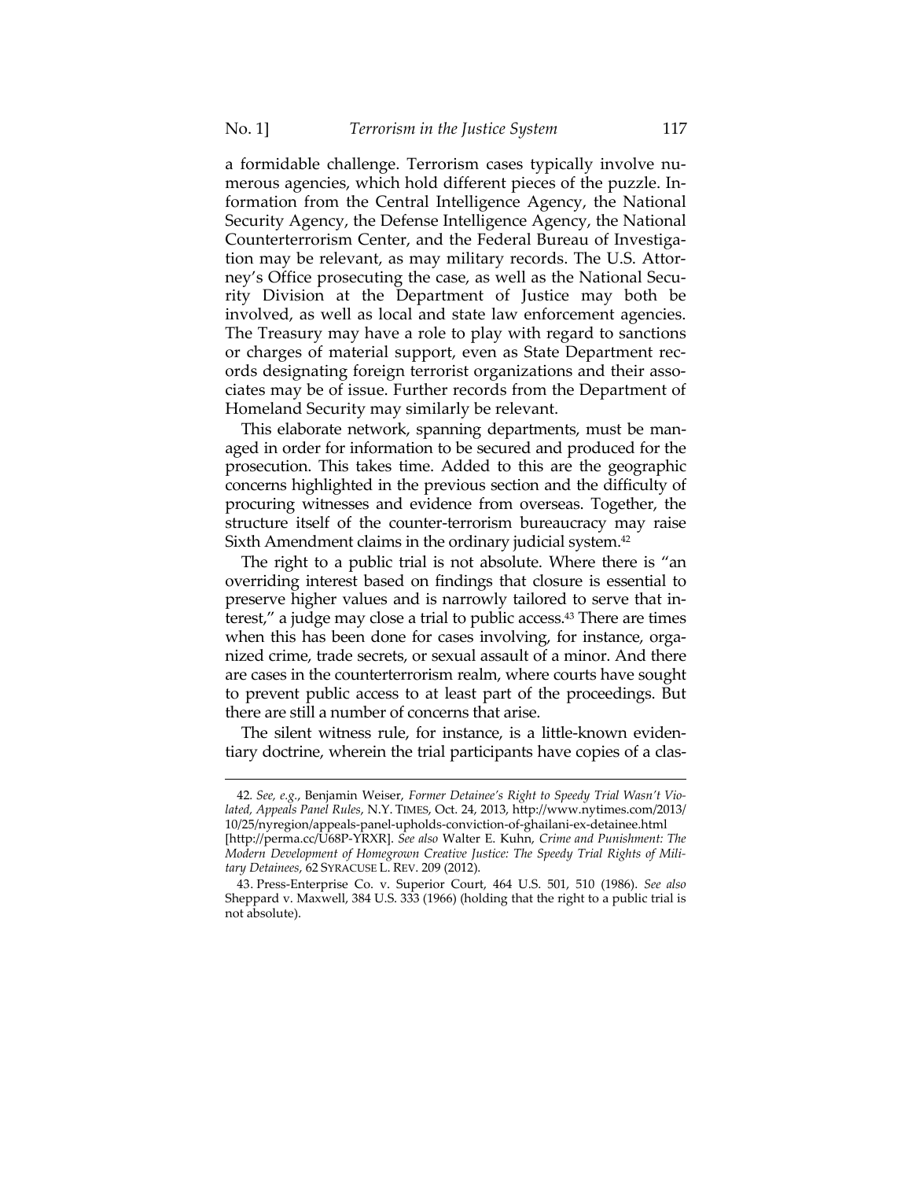a formidable challenge. Terrorism cases typically involve numerous agencies, which hold different pieces of the puzzle. Information from the Central Intelligence Agency, the National Security Agency, the Defense Intelligence Agency, the National Counterterrorism Center, and the Federal Bureau of Investigation may be relevant, as may military records. The U.S. Attorney's Office prosecuting the case, as well as the National Security Division at the Department of Justice may both be involved, as well as local and state law enforcement agencies. The Treasury may have a role to play with regard to sanctions or charges of material support, even as State Department records designating foreign terrorist organizations and their associates may be of issue. Further records from the Department of Homeland Security may similarly be relevant.

This elaborate network, spanning departments, must be managed in order for information to be secured and produced for the prosecution. This takes time. Added to this are the geographic concerns highlighted in the previous section and the difficulty of procuring witnesses and evidence from overseas. Together, the structure itself of the counter-terrorism bureaucracy may raise Sixth Amendment claims in the ordinary judicial system.[42]

The right to a public trial is not absolute. Where there is "an overriding interest based on findings that closure is essential to preserve higher values and is narrowly tailored to serve that interest," a judge may close a trial to public access.[43] There are times when this has been done for cases involving, for instance, organized crime, trade secrets, or sexual assault of a minor. And there are cases in the counterterrorism realm, where courts have sought to prevent public access to at least part of the proceedings. But there are still a number of concerns that arise.

The silent witness rule, for instance, is a little-known evidentiary doctrine, wherein the trial participants have copies of a clas-

---

42. *See, e.g.*, Benjamin Weiser, *Former Detainee's Right to Speedy Trial Wasn't Violated, Appeals Panel Rules*, N.Y. TIMES, Oct. 24, 2013, http://www.nytimes.com/2013/10/25/nyregion/appeals-panel-upholds-conviction-of-ghailani-ex-detainee.html [http://perma.cc/U68P-YRXR]. *See also* Walter E. Kuhn, *Crime and Punishment: The Modern Development of Homegrown Creative Justice: The Speedy Trial Rights of Military Detainees*, 62 SYRACUSE L. REV. 209 (2012).

43. Press-Enterprise Co. v. Superior Court, 464 U.S. 501, 510 (1986). *See also* Sheppard v. Maxwell, 384 U.S. 333 (1966) (holding that the right to a public trial is not absolute).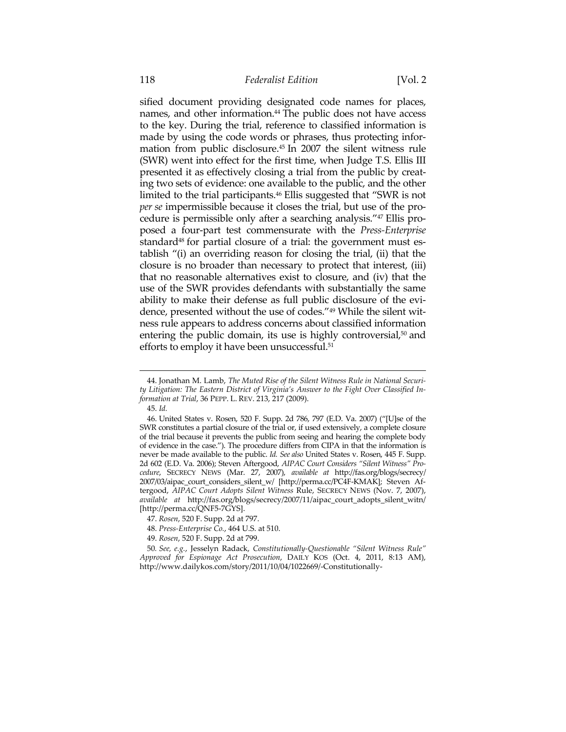sified document providing designated code names for places, names, and other information.[44] The public does not have access to the key. During the trial, reference to classified information is made by using the code words or phrases, thus protecting information from public disclosure.[45] In 2007 the silent witness rule (SWR) went into effect for the first time, when Judge T.S. Ellis III presented it as effectively closing a trial from the public by creating two sets of evidence: one available to the public, and the other limited to the trial participants.[46] Ellis suggested that "SWR is not *per se* impermissible because it closes the trial, but use of the procedure is permissible only after a searching analysis."[47] Ellis proposed a four-part test commensurate with the *Press-Enterprise* standard[48] for partial closure of a trial: the government must establish "(i) an overriding reason for closing the trial, (ii) that the closure is no broader than necessary to protect that interest, (iii) that no reasonable alternatives exist to closure, and (iv) that the use of the SWR provides defendants with substantially the same ability to make their defense as full public disclosure of the evidence, presented without the use of codes."[49] While the silent witness rule appears to address concerns about classified information entering the public domain, its use is highly controversial,[50] and efforts to employ it have been unsuccessful.[51]

---

44. Jonathan M. Lamb, *The Muted Rise of the Silent Witness Rule in National Security Litigation: The Eastern District of Virginia's Answer to the Fight Over Classified Information at Trial*, 36 PEPP. L. REV. 213, 217 (2009).

45. *Id.*

46. United States v. Rosen, 520 F. Supp. 2d 786, 797 (E.D. Va. 2007) ("[U]se of the SWR constitutes a partial closure of the trial or, if used extensively, a complete closure of the trial because it prevents the public from seeing and hearing the complete body of evidence in the case."). The procedure differs from CIPA in that the information is never be made available to the public. *Id. See also* United States v. Rosen, 445 F. Supp. 2d 602 (E.D. Va. 2006); Steven Aftergood, *AIPAC Court Considers "Silent Witness" Procedure*, SECRECY NEWS (Mar. 27, 2007), *available at* http://fas.org/blogs/secrecy/2007/03/aipac_court_considers_silent_w/ [http://perma.cc/PC4F-KMAK]; Steven Aftergood, *AIPAC Court Adopts Silent Witness* Rule, SECRECY NEWS (Nov. 7, 2007), *available at* http://fas.org/blogs/secrecy/2007/11/aipac_court_adopts_silent_witn/ [http://perma.cc/QNF5-7GYS].

47. *Rosen*, 520 F. Supp. 2d at 797.

48. *Press-Enterprise Co.*, 464 U.S. at 510.

49. *Rosen*, 520 F. Supp. 2d at 799.

50. *See, e.g.*, Jesselyn Radack, *Constitutionally-Questionable "Silent Witness Rule" Approved for Espionage Act Prosecution*, DAILY KOS (Oct. 4, 2011, 8:13 AM), http://www.dailykos.com/story/2011/10/04/1022669/-Constitutionally-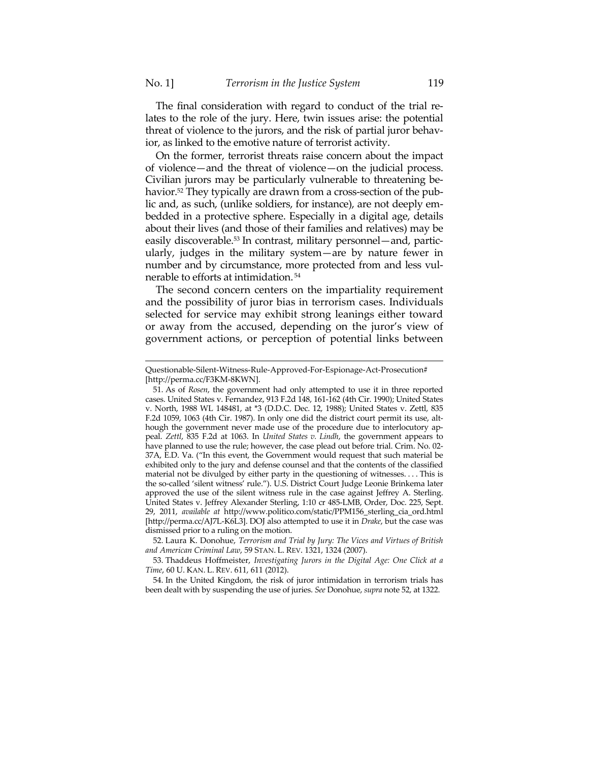The final consideration with regard to conduct of the trial relates to the role of the jury. Here, twin issues arise: the potential threat of violence to the jurors, and the risk of partial juror behavior, as linked to the emotive nature of terrorist activity.

On the former, terrorist threats raise concern about the impact of violence—and the threat of violence—on the judicial process. Civilian jurors may be particularly vulnerable to threatening behavior.[52] They typically are drawn from a cross-section of the public and, as such, (unlike soldiers, for instance), are not deeply embedded in a protective sphere. Especially in a digital age, details about their lives (and those of their families and relatives) may be easily discoverable.[53] In contrast, military personnel—and, particularly, judges in the military system—are by nature fewer in number and by circumstance, more protected from and less vulnerable to efforts at intimidation.[54]

The second concern centers on the impartiality requirement and the possibility of juror bias in terrorism cases. Individuals selected for service may exhibit strong leanings either toward or away from the accused, depending on the juror's view of government actions, or perception of potential links between

---

Questionable-Silent-Witness-Rule-Approved-For-Espionage-Act-Prosecution# [http://perma.cc/F3KM-8KWN].

51. As of *Rosen*, the government had only attempted to use it in three reported cases. United States v. Fernandez, 913 F.2d 148, 161-162 (4th Cir. 1990); United States v. North, 1988 WL 148481, at *3 (D.D.C. Dec. 12, 1988); United States v. Zettl, 835 F.2d 1059, 1063 (4th Cir. 1987). In only one did the district court permit its use, although the government never made use of the procedure due to interlocutory appeal. *Zettl*, 835 F.2d at 1063. In *United States v. Lindh*, the government appears to have planned to use the rule; however, the case plead out before trial. Crim. No. 02-37A, E.D. Va. ("In this event, the Government would request that such material be exhibited only to the jury and defense counsel and that the contents of the classified material not be divulged by either party in the questioning of witnesses. . . . This is the so-called 'silent witness' rule."). U.S. District Court Judge Leonie Brinkema later approved the use of the silent witness rule in the case against Jeffrey A. Sterling. United States v. Jeffrey Alexander Sterling, 1:10 cr 485-LMB, Order, Doc. 225, Sept. 29, 2011, *available at* http://www.politico.com/static/PPM156_sterling_cia_ord.html [http://perma.cc/AJ7L-K6L3]. DOJ also attempted to use it in *Drake*, but the case was dismissed prior to a ruling on the motion.

52. Laura K. Donohue, *Terrorism and Trial by Jury: The Vices and Virtues of British and American Criminal Law*, 59 STAN. L. REV. 1321, 1324 (2007).

53. Thaddeus Hoffmeister, *Investigating Jurors in the Digital Age: One Click at a Time*, 60 U. KAN. L. REV. 611, 611 (2012).

54. In the United Kingdom, the risk of juror intimidation in terrorism trials has been dealt with by suspending the use of juries. *See* Donohue, *supra* note 52, at 1322.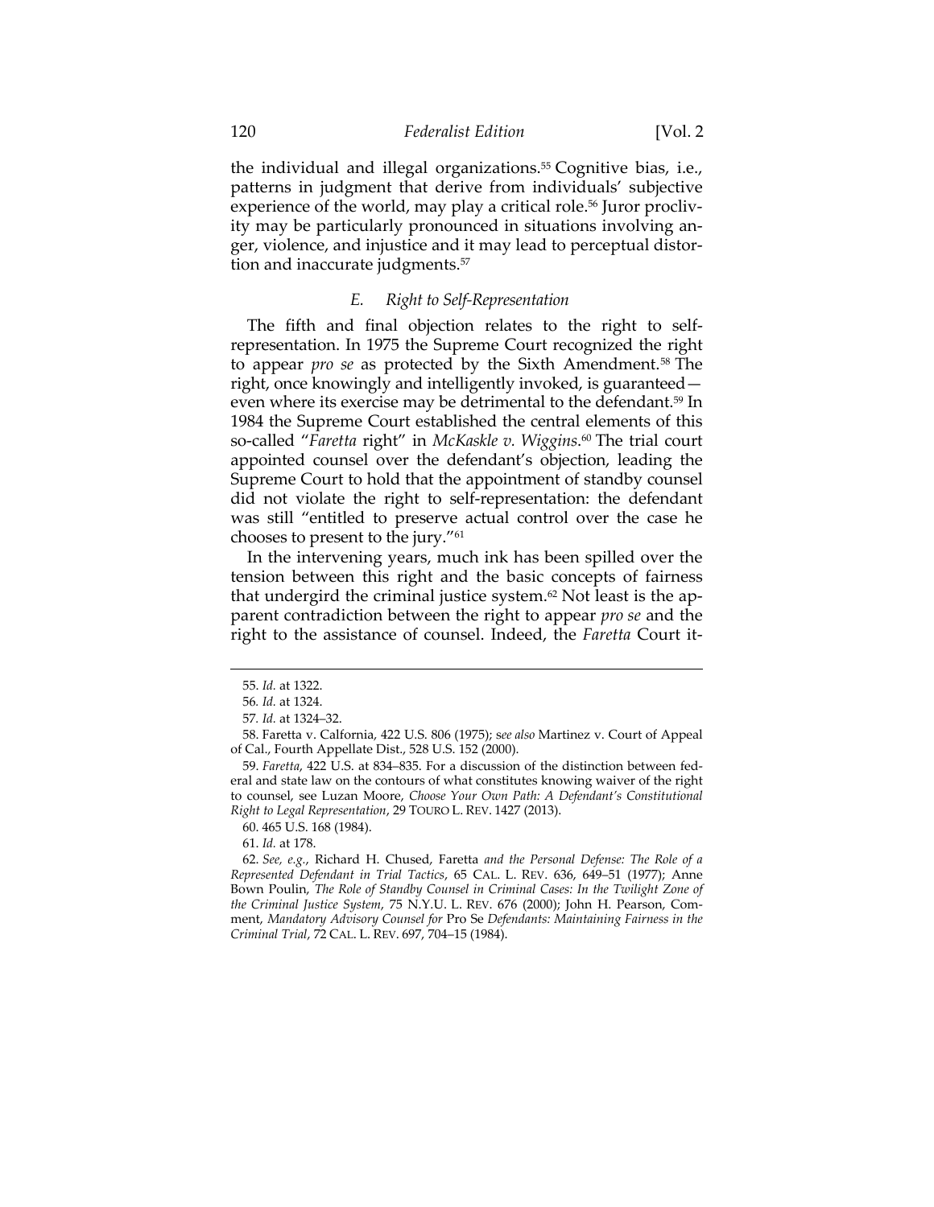the individual and illegal organizations.[55] Cognitive bias, i.e., patterns in judgment that derive from individuals' subjective experience of the world, may play a critical role.[56] Juror proclivity may be particularly pronounced in situations involving anger, violence, and injustice and it may lead to perceptual distortion and inaccurate judgments.[57]

### *E. Right to Self-Representation*

The fifth and final objection relates to the right to self-representation. In 1975 the Supreme Court recognized the right to appear *pro se* as protected by the Sixth Amendment.[58] The right, once knowingly and intelligently invoked, is guaranteed—even where its exercise may be detrimental to the defendant.[59] In 1984 the Supreme Court established the central elements of this so-called "*Faretta* right" in *McKaskle v. Wiggins*.[60] The trial court appointed counsel over the defendant's objection, leading the Supreme Court to hold that the appointment of standby counsel did not violate the right to self-representation: the defendant was still "entitled to preserve actual control over the case he chooses to present to the jury."[61]

In the intervening years, much ink has been spilled over the tension between this right and the basic concepts of fairness that undergird the criminal justice system.[62] Not least is the apparent contradiction between the right to appear *pro se* and the right to the assistance of counsel. Indeed, the *Faretta* Court it-

---

55. *Id.* at 1322.

56. *Id.* at 1324.

57. *Id.* at 1324–32.

58. Faretta v. Calfornia, 422 U.S. 806 (1975); *see also* Martinez v. Court of Appeal of Cal., Fourth Appellate Dist., 528 U.S. 152 (2000).

59. *Faretta*, 422 U.S. at 834–835. For a discussion of the distinction between federal and state law on the contours of what constitutes knowing waiver of the right to counsel, see Luzan Moore, *Choose Your Own Path: A Defendant's Constitutional Right to Legal Representation*, 29 TOURO L. REV. 1427 (2013).

60. 465 U.S. 168 (1984).

61. *Id.* at 178.

62. *See, e.g.*, Richard H. Chused, Faretta *and the Personal Defense: The Role of a Represented Defendant in Trial Tactics*, 65 CAL. L. REV. 636, 649–51 (1977); Anne Bown Poulin, *The Role of Standby Counsel in Criminal Cases: In the Twilight Zone of the Criminal Justice System*, 75 N.Y.U. L. REV. 676 (2000); John H. Pearson, Comment, *Mandatory Advisory Counsel for* Pro Se *Defendants: Maintaining Fairness in the Criminal Trial*, 72 CAL. L. REV. 697, 704–15 (1984).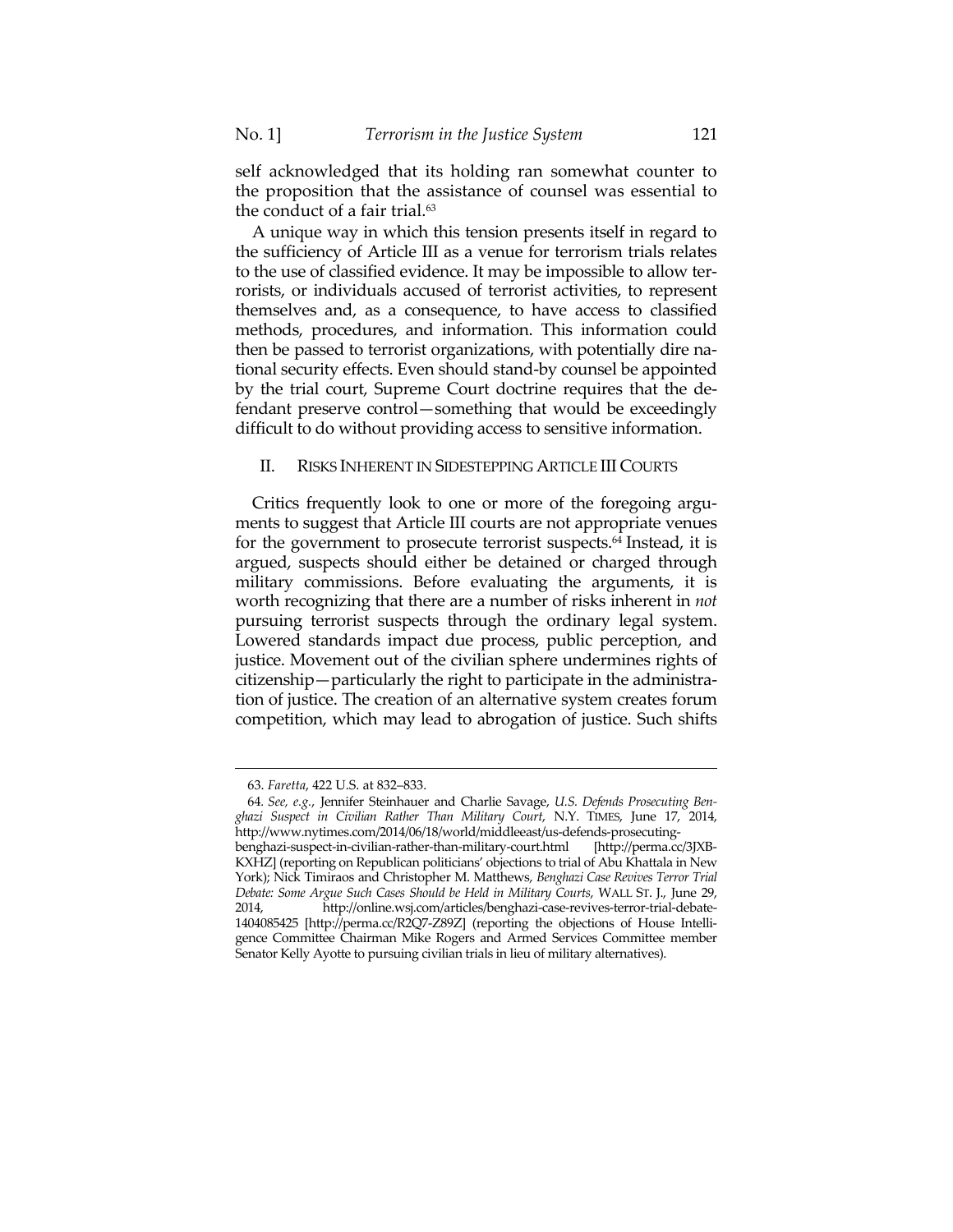self acknowledged that its holding ran somewhat counter to the proposition that the assistance of counsel was essential to the conduct of a fair trial.[63]

A unique way in which this tension presents itself in regard to the sufficiency of Article III as a venue for terrorism trials relates to the use of classified evidence. It may be impossible to allow terrorists, or individuals accused of terrorist activities, to represent themselves and, as a consequence, to have access to classified methods, procedures, and information. This information could then be passed to terrorist organizations, with potentially dire national security effects. Even should stand-by counsel be appointed by the trial court, Supreme Court doctrine requires that the defendant preserve control—something that would be exceedingly difficult to do without providing access to sensitive information.

## II. RISKS INHERENT IN SIDESTEPPING ARTICLE III COURTS

Critics frequently look to one or more of the foregoing arguments to suggest that Article III courts are not appropriate venues for the government to prosecute terrorist suspects.[64] Instead, it is argued, suspects should either be detained or charged through military commissions. Before evaluating the arguments, it is worth recognizing that there are a number of risks inherent in *not* pursuing terrorist suspects through the ordinary legal system. Lowered standards impact due process, public perception, and justice. Movement out of the civilian sphere undermines rights of citizenship—particularly the right to participate in the administration of justice. The creation of an alternative system creates forum competition, which may lead to abrogation of justice. Such shifts

---

63. *Faretta*, 422 U.S. at 832–833.

64. *See, e.g.*, Jennifer Steinhauer and Charlie Savage, *U.S. Defends Prosecuting Benghazi Suspect in Civilian Rather Than Military Court*, N.Y. TIMES, June 17, 2014, http://www.nytimes.com/2014/06/18/world/middleeast/us-defends-prosecuting-benghazi-suspect-in-civilian-rather-than-military-court.html [http://perma.cc/3JXB-KXHZ] (reporting on Republican politicians' objections to trial of Abu Khattala in New York); Nick Timiraos and Christopher M. Matthews, *Benghazi Case Revives Terror Trial Debate: Some Argue Such Cases Should be Held in Military Courts*, WALL ST. J., June 29, 2014, http://online.wsj.com/articles/benghazi-case-revives-terror-trial-debate-1404085425 [http://perma.cc/R2Q7-Z89Z] (reporting the objections of House Intelligence Committee Chairman Mike Rogers and Armed Services Committee member Senator Kelly Ayotte to pursuing civilian trials in lieu of military alternatives).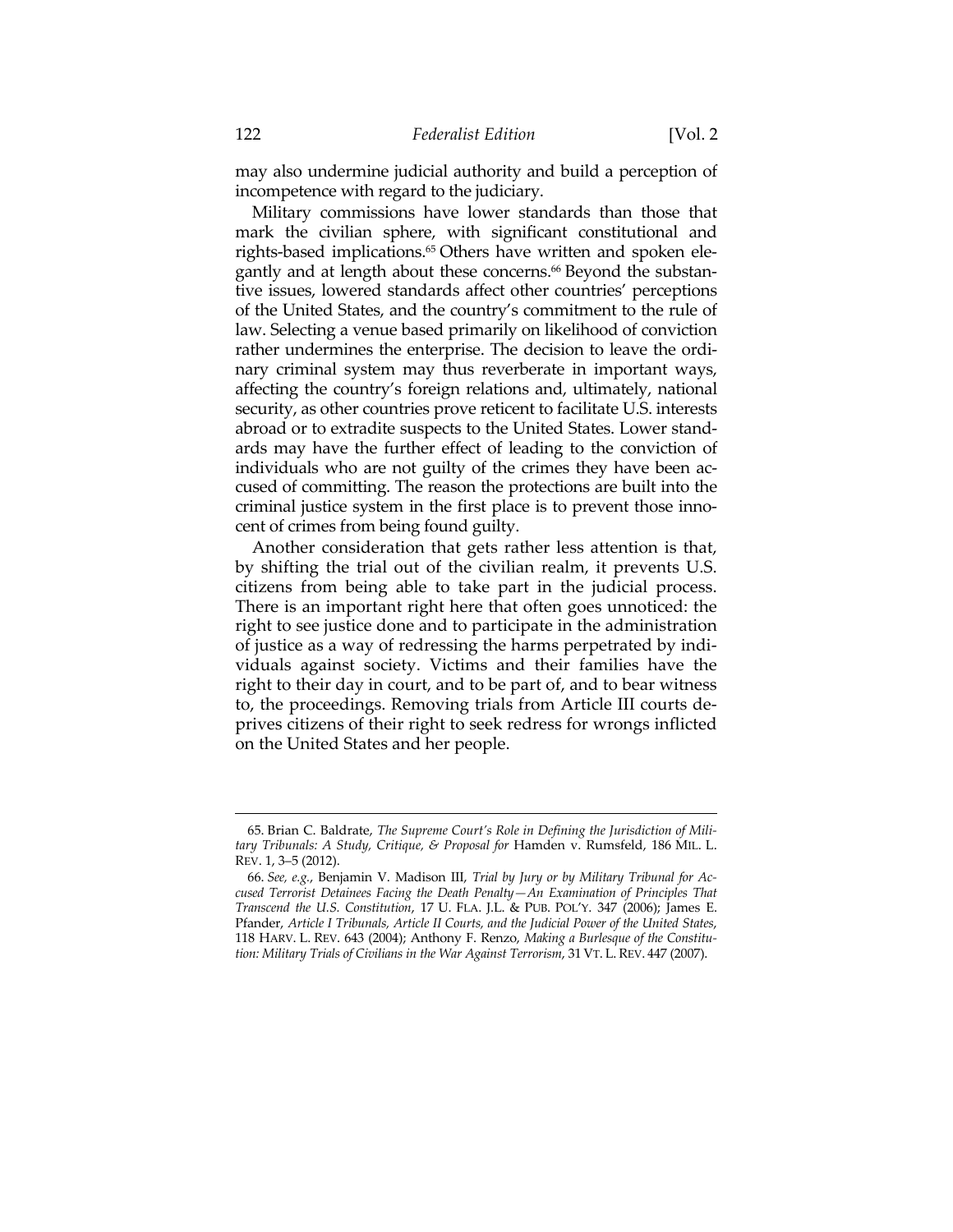may also undermine judicial authority and build a perception of incompetence with regard to the judiciary.

Military commissions have lower standards than those that mark the civilian sphere, with significant constitutional and rights-based implications.[65] Others have written and spoken elegantly and at length about these concerns.[66] Beyond the substantive issues, lowered standards affect other countries' perceptions of the United States, and the country's commitment to the rule of law. Selecting a venue based primarily on likelihood of conviction rather undermines the enterprise. The decision to leave the ordinary criminal system may thus reverberate in important ways, affecting the country's foreign relations and, ultimately, national security, as other countries prove reticent to facilitate U.S. interests abroad or to extradite suspects to the United States. Lower standards may have the further effect of leading to the conviction of individuals who are not guilty of the crimes they have been accused of committing. The reason the protections are built into the criminal justice system in the first place is to prevent those innocent of crimes from being found guilty.

Another consideration that gets rather less attention is that, by shifting the trial out of the civilian realm, it prevents U.S. citizens from being able to take part in the judicial process. There is an important right here that often goes unnoticed: the right to see justice done and to participate in the administration of justice as a way of redressing the harms perpetrated by individuals against society. Victims and their families have the right to their day in court, and to be part of, and to bear witness to, the proceedings. Removing trials from Article III courts deprives citizens of their right to seek redress for wrongs inflicted on the United States and her people.

---

65. Brian C. Baldrate, *The Supreme Court's Role in Defining the Jurisdiction of Military Tribunals: A Study, Critique, & Proposal for* Hamden v. Rumsfeld, 186 MIL. L. REV. 1, 3–5 (2012).

66. *See, e.g.*, Benjamin V. Madison III, *Trial by Jury or by Military Tribunal for Accused Terrorist Detainees Facing the Death Penalty—An Examination of Principles That Transcend the U.S. Constitution*, 17 U. FLA. J.L. & PUB. POL'Y. 347 (2006); James E. Pfander, *Article I Tribunals, Article II Courts, and the Judicial Power of the United States*, 118 HARV. L. REV. 643 (2004); Anthony F. Renzo, *Making a Burlesque of the Constitution: Military Trials of Civilians in the War Against Terrorism*, 31 VT. L. REV. 447 (2007).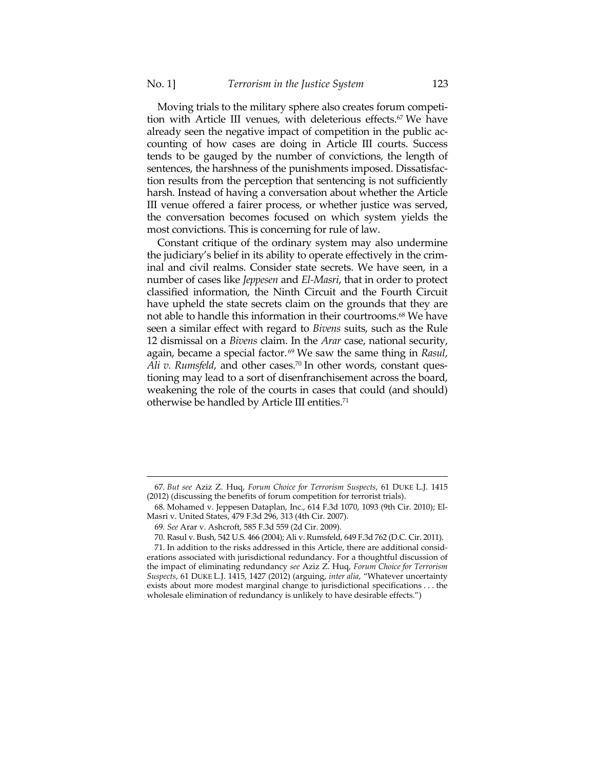Moving trials to the military sphere also creates forum competition with Article III venues, with deleterious effects.[67] We have already seen the negative impact of competition in the public accounting of how cases are doing in Article III courts. Success tends to be gauged by the number of convictions, the length of sentences, the harshness of the punishments imposed. Dissatisfaction results from the perception that sentencing is not sufficiently harsh. Instead of having a conversation about whether the Article III venue offered a fairer process, or whether justice was served, the conversation becomes focused on which system yields the most convictions. This is concerning for rule of law.

Constant critique of the ordinary system may also undermine the judiciary's belief in its ability to operate effectively in the criminal and civil realms. Consider state secrets. We have seen, in a number of cases like *Jeppesen* and *El-Masri*, that in order to protect classified information, the Ninth Circuit and the Fourth Circuit have upheld the state secrets claim on the grounds that they are not able to handle this information in their courtrooms.[68] We have seen a similar effect with regard to *Bivens* suits, such as the Rule 12 dismissal on a *Bivens* claim. In the *Arar* case, national security, again, became a special factor.[69] We saw the same thing in *Rasul*, *Ali v. Rumsfeld*, and other cases.[70] In other words, constant questioning may lead to a sort of disenfranchisement across the board, weakening the role of the courts in cases that could (and should) otherwise be handled by Article III entities.[71]

---

67. *But see* Aziz Z. Huq, *Forum Choice for Terrorism Suspects*, 61 DUKE L.J. 1415 (2012) (discussing the benefits of forum competition for terrorist trials).

68. Mohamed v. Jeppesen Dataplan, Inc., 614 F.3d 1070, 1093 (9th Cir. 2010); El-Masri v. United States, 479 F.3d 296, 313 (4th Cir. 2007).

69. *See* Arar v. Ashcroft, 585 F.3d 559 (2d Cir. 2009).

70. Rasul v. Bush, 542 U.S. 466 (2004); Ali v. Rumsfeld, 649 F.3d 762 (D.C. Cir. 2011).

71. In addition to the risks addressed in this Article, there are additional considerations associated with jurisdictional redundancy. For a thoughtful discussion of the impact of eliminating redundancy *see* Aziz Z. Huq, *Forum Choice for Terrorism Suspects*, 61 DUKE L.J. 1415, 1427 (2012) (arguing, *inter alia*, "Whatever uncertainty exists about more modest marginal change to jurisdictional specifications . . . the wholesale elimination of redundancy is unlikely to have desirable effects.")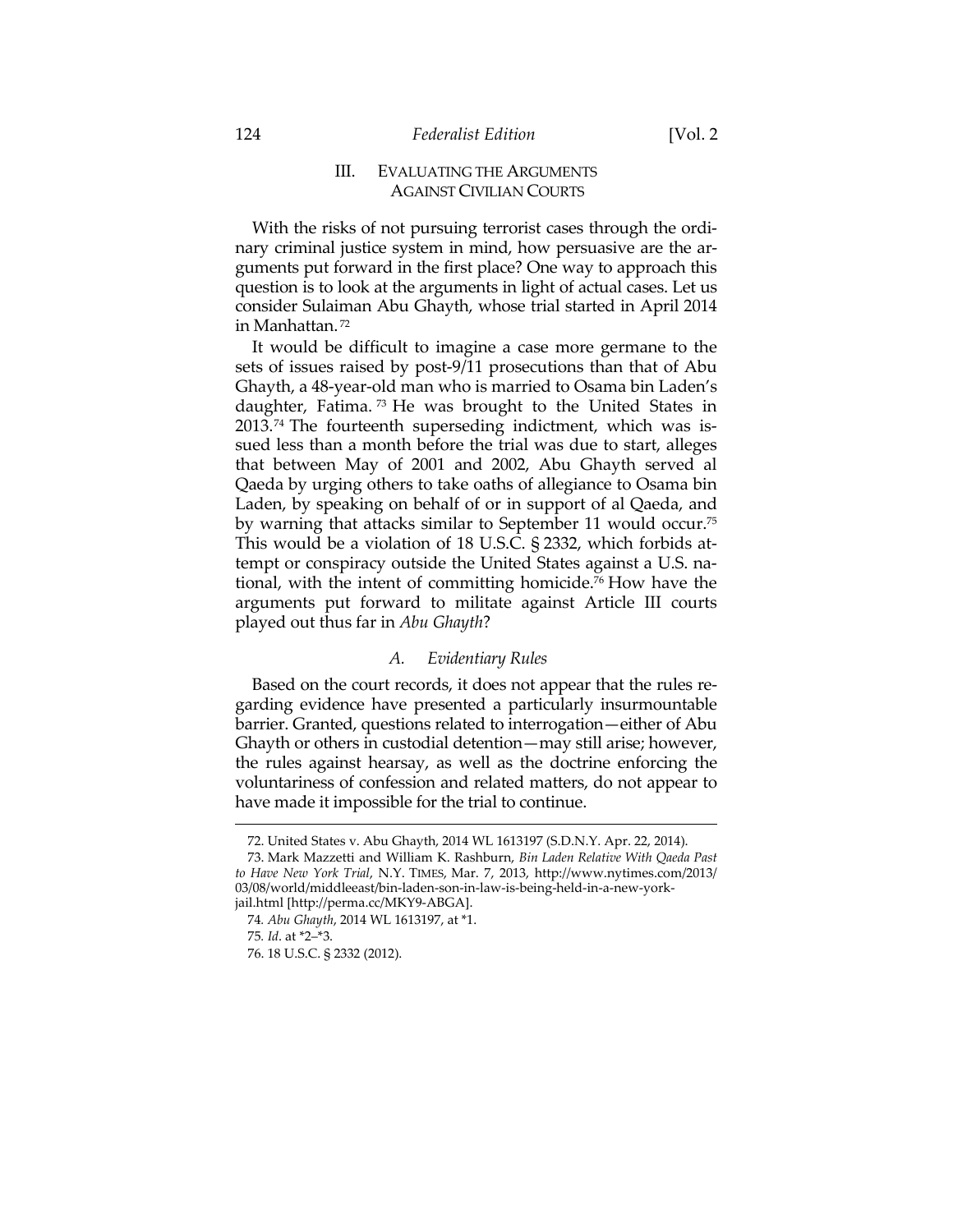## III. EVALUATING THE ARGUMENTS AGAINST CIVILIAN COURTS

With the risks of not pursuing terrorist cases through the ordinary criminal justice system in mind, how persuasive are the arguments put forward in the first place? One way to approach this question is to look at the arguments in light of actual cases. Let us consider Sulaiman Abu Ghayth, whose trial started in April 2014 in Manhattan.[72]

It would be difficult to imagine a case more germane to the sets of issues raised by post-9/11 prosecutions than that of Abu Ghayth, a 48-year-old man who is married to Osama bin Laden's daughter, Fatima.[73] He was brought to the United States in 2013.[74] The fourteenth superseding indictment, which was issued less than a month before the trial was due to start, alleges that between May of 2001 and 2002, Abu Ghayth served al Qaeda by urging others to take oaths of allegiance to Osama bin Laden, by speaking on behalf of or in support of al Qaeda, and by warning that attacks similar to September 11 would occur.[75] This would be a violation of 18 U.S.C. § 2332, which forbids attempt or conspiracy outside the United States against a U.S. national, with the intent of committing homicide.[76] How have the arguments put forward to militate against Article III courts played out thus far in *Abu Ghayth*?

### *A. Evidentiary Rules*

Based on the court records, it does not appear that the rules regarding evidence have presented a particularly insurmountable barrier. Granted, questions related to interrogation—either of Abu Ghayth or others in custodial detention—may still arise; however, the rules against hearsay, as well as the doctrine enforcing the voluntariness of confession and related matters, do not appear to have made it impossible for the trial to continue.

---

72. United States v. Abu Ghayth, 2014 WL 1613197 (S.D.N.Y. Apr. 22, 2014).

73. Mark Mazzetti and William K. Rashburn, *Bin Laden Relative With Qaeda Past to Have New York Trial*, N.Y. TIMES, Mar. 7, 2013, http://www.nytimes.com/2013/03/08/world/middleeast/bin-laden-son-in-law-is-being-held-in-a-new-york-jail.html [http://perma.cc/MKY9-ABGA].

74. *Abu Ghayth*, 2014 WL 1613197, at *1.

75. *Id*. at *2–*3.

76. 18 U.S.C. § 2332 (2012).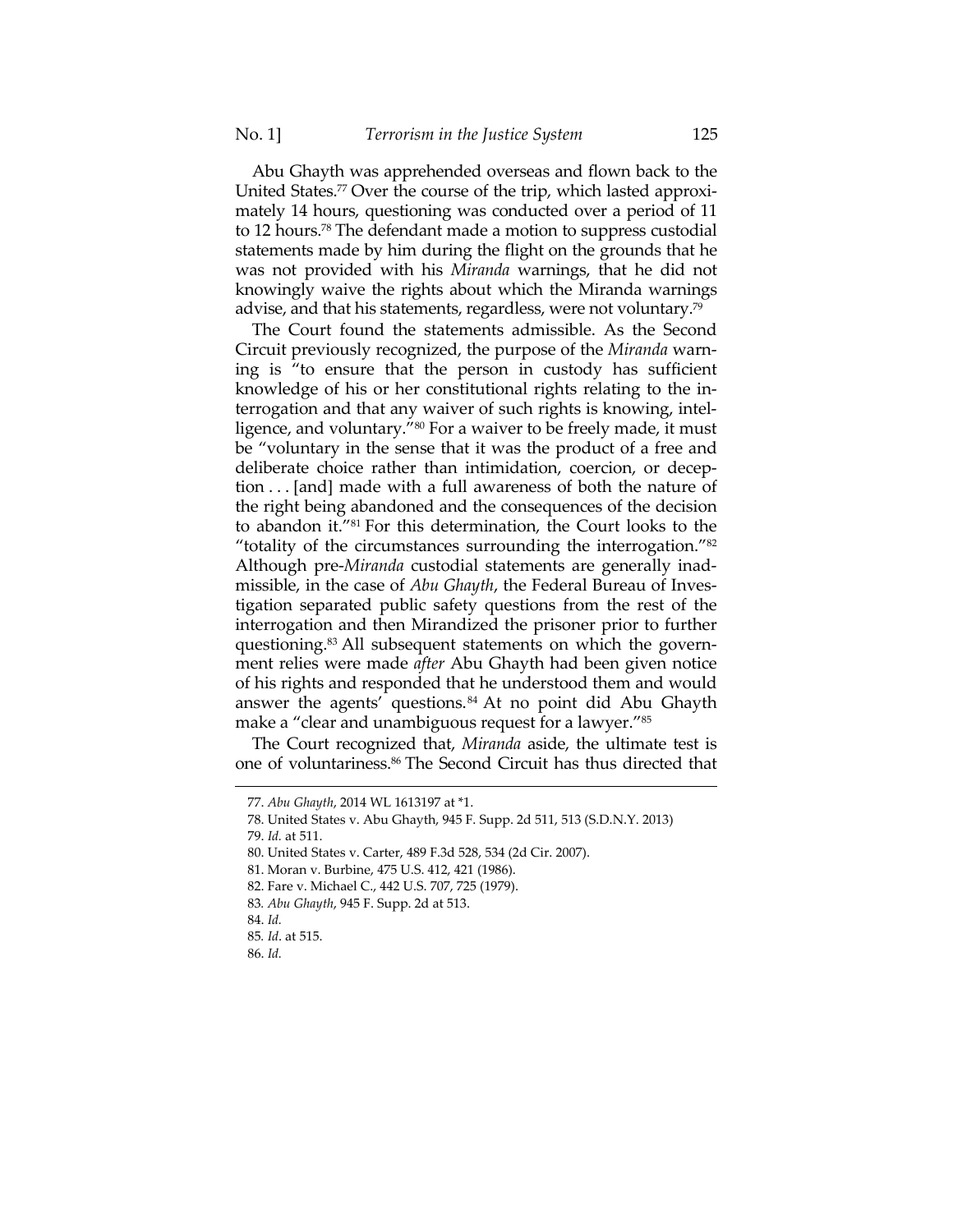Abu Ghayth was apprehended overseas and flown back to the United States.[77] Over the course of the trip, which lasted approximately 14 hours, questioning was conducted over a period of 11 to 12 hours.[78] The defendant made a motion to suppress custodial statements made by him during the flight on the grounds that he was not provided with his *Miranda* warnings, that he did not knowingly waive the rights about which the Miranda warnings advise, and that his statements, regardless, were not voluntary.[79]

The Court found the statements admissible. As the Second Circuit previously recognized, the purpose of the *Miranda* warning is "to ensure that the person in custody has sufficient knowledge of his or her constitutional rights relating to the interrogation and that any waiver of such rights is knowing, intelligence, and voluntary."[80] For a waiver to be freely made, it must be "voluntary in the sense that it was the product of a free and deliberate choice rather than intimidation, coercion, or deception . . . [and] made with a full awareness of both the nature of the right being abandoned and the consequences of the decision to abandon it."[81] For this determination, the Court looks to the "totality of the circumstances surrounding the interrogation."[82] Although pre-*Miranda* custodial statements are generally inadmissible, in the case of *Abu Ghayth*, the Federal Bureau of Investigation separated public safety questions from the rest of the interrogation and then Mirandized the prisoner prior to further questioning.[83] All subsequent statements on which the government relies were made *after* Abu Ghayth had been given notice of his rights and responded that he understood them and would answer the agents' questions.[84] At no point did Abu Ghayth make a "clear and unambiguous request for a lawyer."[85]

The Court recognized that, *Miranda* aside, the ultimate test is one of voluntariness.[86] The Second Circuit has thus directed that

---

77. *Abu Ghayth*, 2014 WL 1613197 at *1.

78. United States v. Abu Ghayth, 945 F. Supp. 2d 511, 513 (S.D.N.Y. 2013)

79. *Id.* at 511.

80. United States v. Carter, 489 F.3d 528, 534 (2d Cir. 2007).

81. Moran v. Burbine, 475 U.S. 412, 421 (1986).

82. Fare v. Michael C., 442 U.S. 707, 725 (1979).

83. *Abu Ghayth*, 945 F. Supp. 2d at 513.

84. *Id.*

85. *Id*. at 515.

86. *Id.*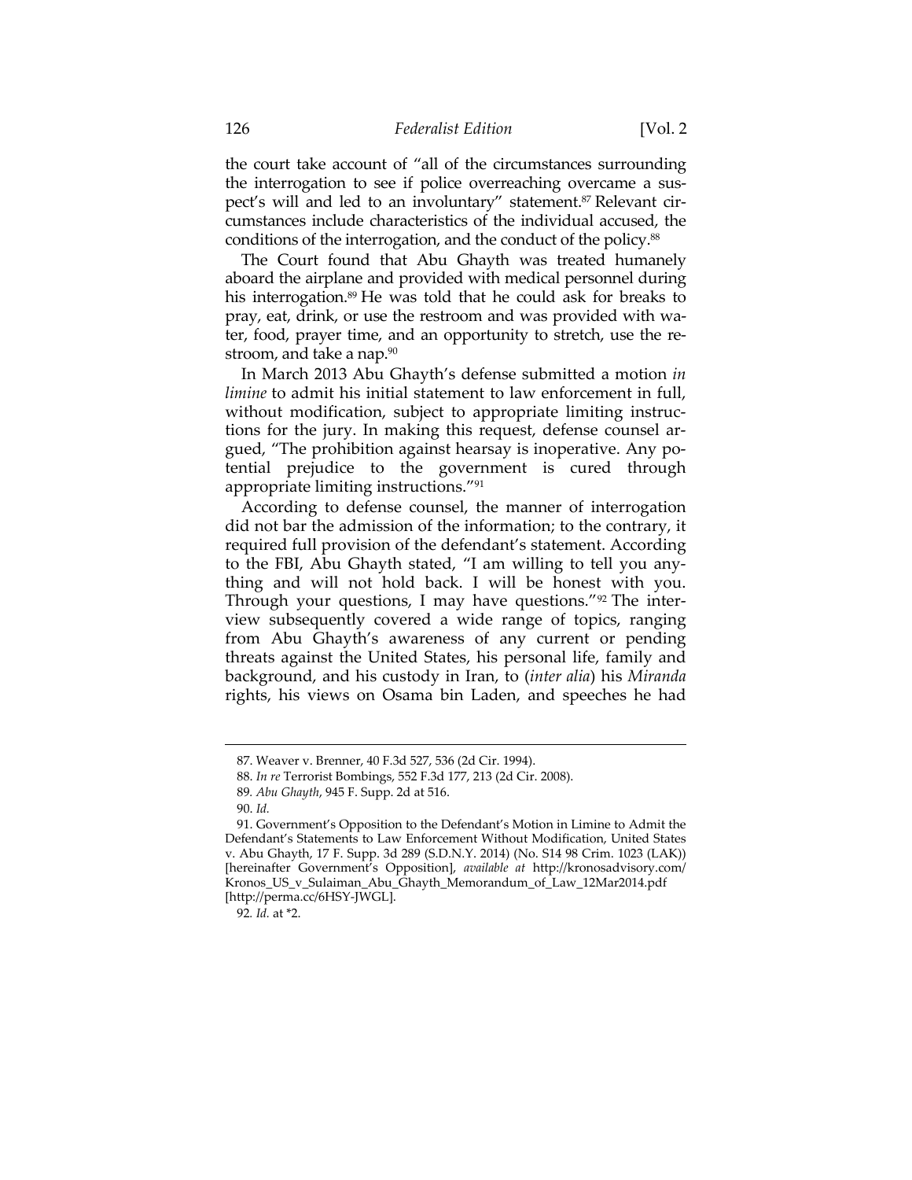the court take account of "all of the circumstances surrounding the interrogation to see if police overreaching overcame a suspect's will and led to an involuntary" statement.[87] Relevant circumstances include characteristics of the individual accused, the conditions of the interrogation, and the conduct of the policy.[88]

The Court found that Abu Ghayth was treated humanely aboard the airplane and provided with medical personnel during his interrogation.[89] He was told that he could ask for breaks to pray, eat, drink, or use the restroom and was provided with water, food, prayer time, and an opportunity to stretch, use the restroom, and take a nap.[90]

In March 2013 Abu Ghayth's defense submitted a motion *in limine* to admit his initial statement to law enforcement in full, without modification, subject to appropriate limiting instructions for the jury. In making this request, defense counsel argued, "The prohibition against hearsay is inoperative. Any potential prejudice to the government is cured through appropriate limiting instructions."[91]

According to defense counsel, the manner of interrogation did not bar the admission of the information; to the contrary, it required full provision of the defendant's statement. According to the FBI, Abu Ghayth stated, "I am willing to tell you anything and will not hold back. I will be honest with you. Through your questions, I may have questions."[92] The interview subsequently covered a wide range of topics, ranging from Abu Ghayth's awareness of any current or pending threats against the United States, his personal life, family and background, and his custody in Iran, to (*inter alia*) his *Miranda* rights, his views on Osama bin Laden, and speeches he had

---

87. Weaver v. Brenner, 40 F.3d 527, 536 (2d Cir. 1994).

88. *In re* Terrorist Bombings, 552 F.3d 177, 213 (2d Cir. 2008).

89. *Abu Ghayth*, 945 F. Supp. 2d at 516.

90. *Id.*

91. Government's Opposition to the Defendant's Motion in Limine to Admit the Defendant's Statements to Law Enforcement Without Modification, United States v. Abu Ghayth, 17 F. Supp. 3d 289 (S.D.N.Y. 2014) (No. S14 98 Crim. 1023 (LAK)) [hereinafter Government's Opposition], *available at* http://kronosadvisory.com/Kronos_US_v_Sulaiman_Abu_Ghayth_Memorandum_of_Law_12Mar2014.pdf [http://perma.cc/6HSY-JWGL].

92. *Id.* at *2.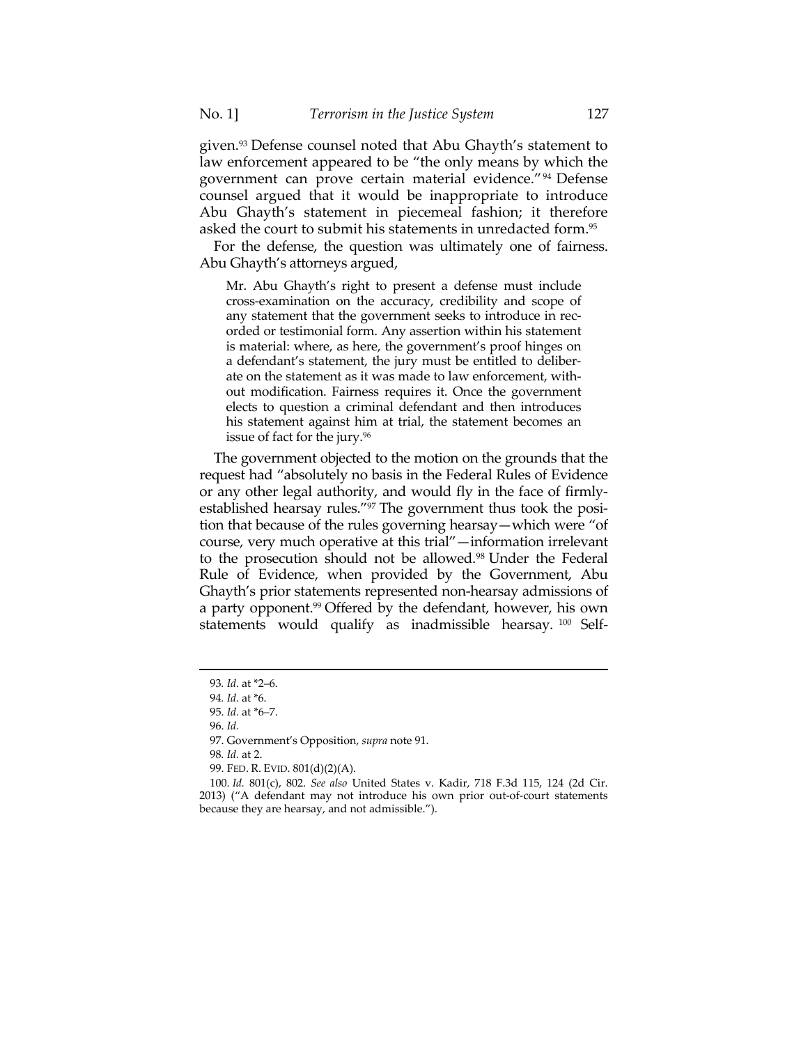given.[93] Defense counsel noted that Abu Ghayth's statement to law enforcement appeared to be "the only means by which the government can prove certain material evidence."[94] Defense counsel argued that it would be inappropriate to introduce Abu Ghayth's statement in piecemeal fashion; it therefore asked the court to submit his statements in unredacted form.[95]

For the defense, the question was ultimately one of fairness. Abu Ghayth's attorneys argued,

> Mr. Abu Ghayth's right to present a defense must include cross-examination on the accuracy, credibility and scope of any statement that the government seeks to introduce in recorded or testimonial form. Any assertion within his statement is material: where, as here, the government's proof hinges on a defendant's statement, the jury must be entitled to deliberate on the statement as it was made to law enforcement, without modification. Fairness requires it. Once the government elects to question a criminal defendant and then introduces his statement against him at trial, the statement becomes an issue of fact for the jury.[96]

The government objected to the motion on the grounds that the request had "absolutely no basis in the Federal Rules of Evidence or any other legal authority, and would fly in the face of firmly-established hearsay rules."[97] The government thus took the position that because of the rules governing hearsay—which were "of course, very much operative at this trial"—information irrelevant to the prosecution should not be allowed.[98] Under the Federal Rule of Evidence, when provided by the Government, Abu Ghayth's prior statements represented non-hearsay admissions of a party opponent.[99] Offered by the defendant, however, his own statements would qualify as inadmissible hearsay.[100] Self-

---

93. *Id.* at *2–6.

94. *Id.* at *6.

95. *Id.* at *6–7.

96. *Id.*

97. Government's Opposition, *supra* note 91.

98. *Id.* at 2.

99. FED. R. EVID. 801(d)(2)(A).

100. *Id.* 801(c), 802. *See also* United States v. Kadir, 718 F.3d 115, 124 (2d Cir. 2013) ("A defendant may not introduce his own prior out-of-court statements because they are hearsay, and not admissible.").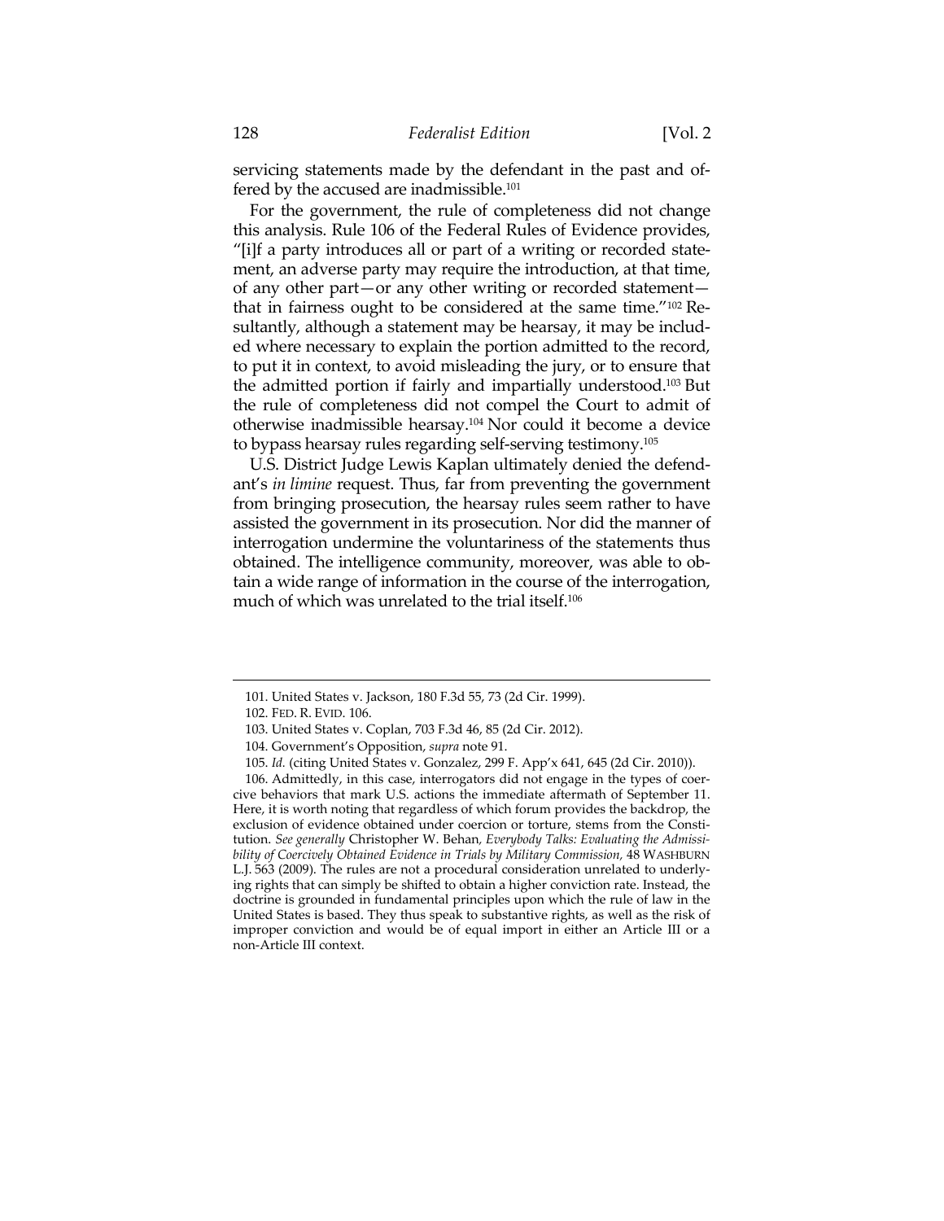servicing statements made by the defendant in the past and offered by the accused are inadmissible.[101]

For the government, the rule of completeness did not change this analysis. Rule 106 of the Federal Rules of Evidence provides, "[i]f a party introduces all or part of a writing or recorded statement, an adverse party may require the introduction, at that time, of any other part—or any other writing or recorded statement—that in fairness ought to be considered at the same time."[102] Resultantly, although a statement may be hearsay, it may be included where necessary to explain the portion admitted to the record, to put it in context, to avoid misleading the jury, or to ensure that the admitted portion if fairly and impartially understood.[103] But the rule of completeness did not compel the Court to admit of otherwise inadmissible hearsay.[104] Nor could it become a device to bypass hearsay rules regarding self-serving testimony.[105]

U.S. District Judge Lewis Kaplan ultimately denied the defendant's *in limine* request. Thus, far from preventing the government from bringing prosecution, the hearsay rules seem rather to have assisted the government in its prosecution. Nor did the manner of interrogation undermine the voluntariness of the statements thus obtained. The intelligence community, moreover, was able to obtain a wide range of information in the course of the interrogation, much of which was unrelated to the trial itself.[106]

---

101. United States v. Jackson, 180 F.3d 55, 73 (2d Cir. 1999).

102. FED. R. EVID. 106.

103. United States v. Coplan, 703 F.3d 46, 85 (2d Cir. 2012).

104. Government's Opposition, *supra* note 91.

105. *Id.* (citing United States v. Gonzalez, 299 F. App'x 641, 645 (2d Cir. 2010)).

106. Admittedly, in this case, interrogators did not engage in the types of coercive behaviors that mark U.S. actions the immediate aftermath of September 11. Here, it is worth noting that regardless of which forum provides the backdrop, the exclusion of evidence obtained under coercion or torture, stems from the Constitution. *See generally* Christopher W. Behan, *Everybody Talks: Evaluating the Admissibility of Coercively Obtained Evidence in Trials by Military Commission*, 48 WASHBURN L.J. 563 (2009). The rules are not a procedural consideration unrelated to underlying rights that can simply be shifted to obtain a higher conviction rate. Instead, the doctrine is grounded in fundamental principles upon which the rule of law in the United States is based. They thus speak to substantive rights, as well as the risk of improper conviction and would be of equal import in either an Article III or a non-Article III context.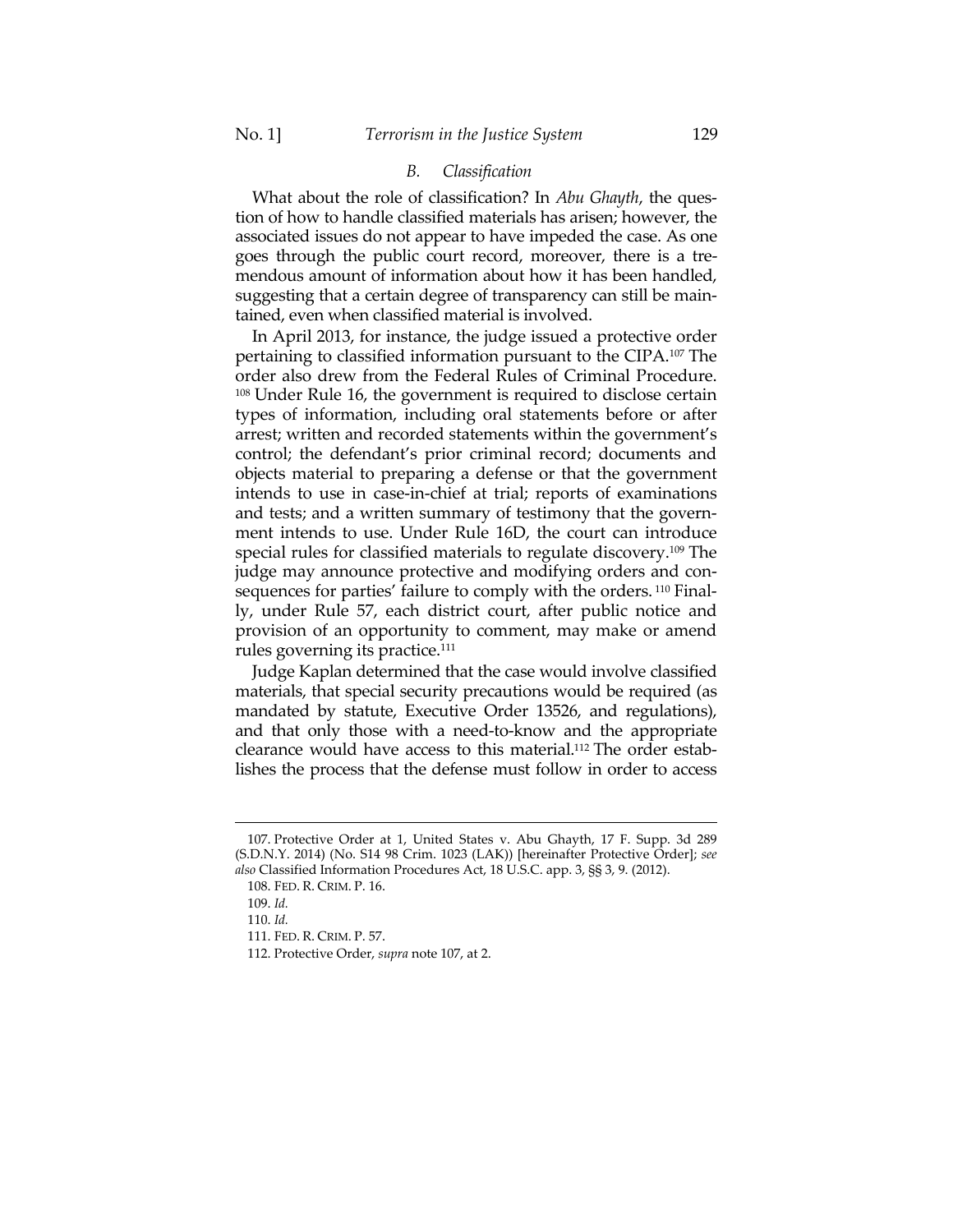### *B. Classification*

What about the role of classification? In *Abu Ghayth*, the question of how to handle classified materials has arisen; however, the associated issues do not appear to have impeded the case. As one goes through the public court record, moreover, there is a tremendous amount of information about how it has been handled, suggesting that a certain degree of transparency can still be maintained, even when classified material is involved.

In April 2013, for instance, the judge issued a protective order pertaining to classified information pursuant to the CIPA.[107] The order also drew from the Federal Rules of Criminal Procedure.[108] Under Rule 16, the government is required to disclose certain types of information, including oral statements before or after arrest; written and recorded statements within the government's control; the defendant's prior criminal record; documents and objects material to preparing a defense or that the government intends to use in case-in-chief at trial; reports of examinations and tests; and a written summary of testimony that the government intends to use. Under Rule 16D, the court can introduce special rules for classified materials to regulate discovery.[109] The judge may announce protective and modifying orders and consequences for parties' failure to comply with the orders.[110] Finally, under Rule 57, each district court, after public notice and provision of an opportunity to comment, may make or amend rules governing its practice.[111]

Judge Kaplan determined that the case would involve classified materials, that special security precautions would be required (as mandated by statute, Executive Order 13526, and regulations), and that only those with a need-to-know and the appropriate clearance would have access to this material.[112] The order establishes the process that the defense must follow in order to access

---

107. Protective Order at 1, United States v. Abu Ghayth, 17 F. Supp. 3d 289 (S.D.N.Y. 2014) (No. S14 98 Crim. 1023 (LAK)) [hereinafter Protective Order]; *see also* Classified Information Procedures Act, 18 U.S.C. app. 3, §§ 3, 9. (2012).

108. FED. R. CRIM. P. 16.

109. *Id.*

110. *Id.*

111. FED. R. CRIM. P. 57.

112. Protective Order, *supra* note 107, at 2.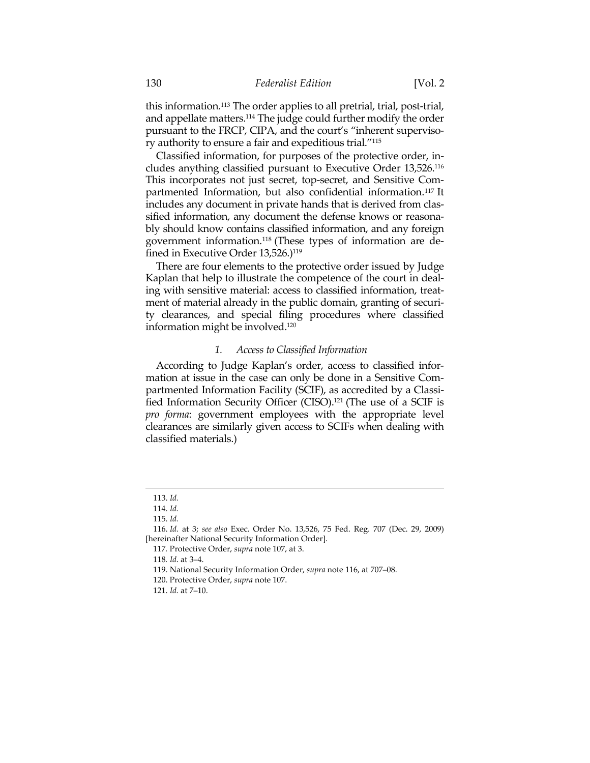this information.[113] The order applies to all pretrial, trial, post-trial, and appellate matters.[114] The judge could further modify the order pursuant to the FRCP, CIPA, and the court's "inherent supervisory authority to ensure a fair and expeditious trial."[115]

Classified information, for purposes of the protective order, includes anything classified pursuant to Executive Order 13,526.[116] This incorporates not just secret, top-secret, and Sensitive Compartmented Information, but also confidential information.[117] It includes any document in private hands that is derived from classified information, any document the defense knows or reasonably should know contains classified information, and any foreign government information.[118] (These types of information are defined in Executive Order 13,526.)[119]

There are four elements to the protective order issued by Judge Kaplan that help to illustrate the competence of the court in dealing with sensitive material: access to classified information, treatment of material already in the public domain, granting of security clearances, and special filing procedures where classified information might be involved.[120]

### 1. *Access to Classified Information*

According to Judge Kaplan's order, access to classified information at issue in the case can only be done in a Sensitive Compartmented Information Facility (SCIF), as accredited by a Classified Information Security Officer (CISO).[121] (The use of a SCIF is *pro forma*: government employees with the appropriate level clearances are similarly given access to SCIFs when dealing with classified materials.)

---

113. *Id.*

114. *Id.*

115. *Id.*

116. *Id.* at 3; *see also* Exec. Order No. 13,526, 75 Fed. Reg. 707 (Dec. 29, 2009) [hereinafter National Security Information Order].

117. Protective Order, *supra* note 107, at 3.

118. *Id*. at 3–4.

119. National Security Information Order, *supra* note 116, at 707–08.

120. Protective Order, *supra* note 107.

121. *Id.* at 7–10.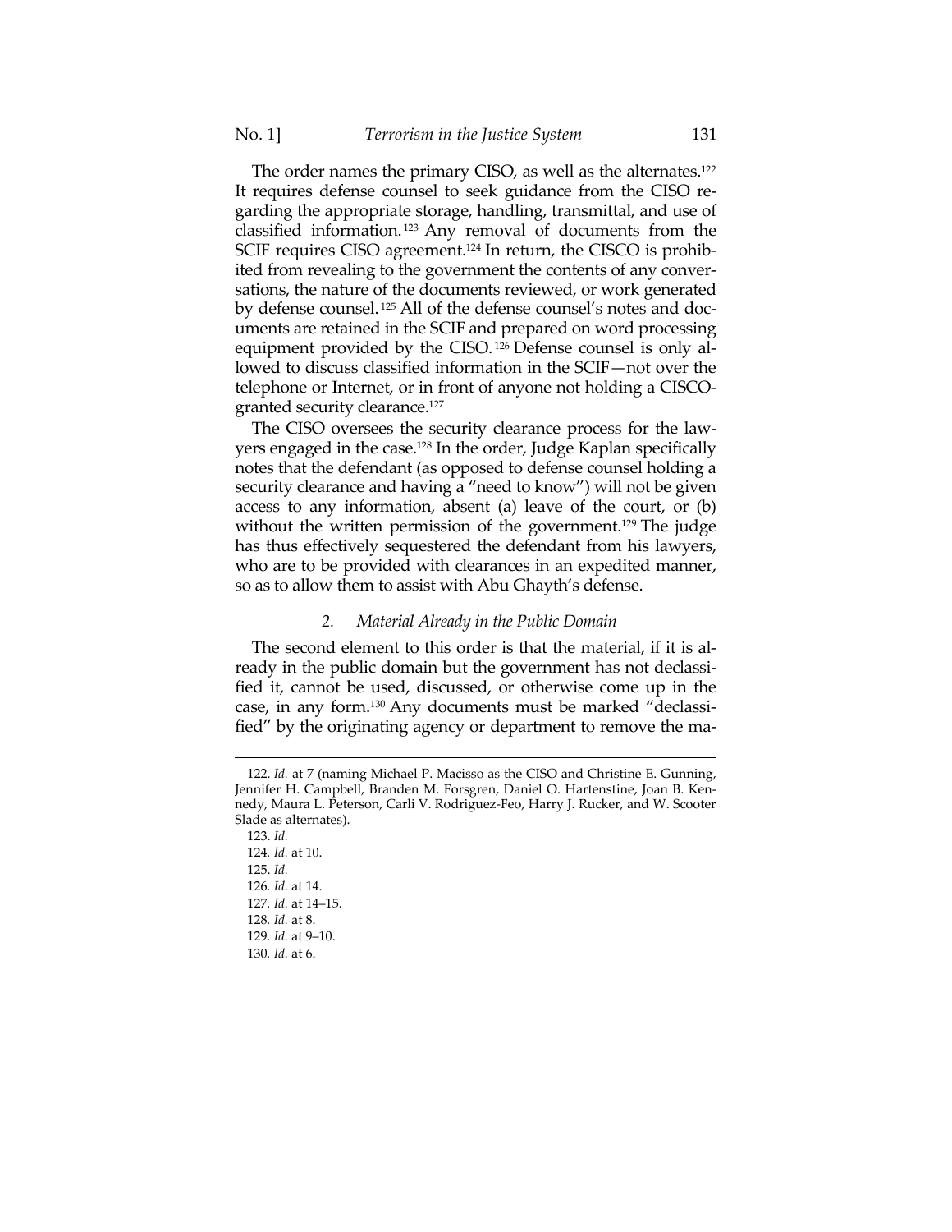The order names the primary CISO, as well as the alternates.[122] It requires defense counsel to seek guidance from the CISO regarding the appropriate storage, handling, transmittal, and use of classified information.[123] Any removal of documents from the SCIF requires CISO agreement.[124] In return, the CISCO is prohibited from revealing to the government the contents of any conversations, the nature of the documents reviewed, or work generated by defense counsel.[125] All of the defense counsel's notes and documents are retained in the SCIF and prepared on word processing equipment provided by the CISO.[126] Defense counsel is only allowed to discuss classified information in the SCIF—not over the telephone or Internet, or in front of anyone not holding a CISCO-granted security clearance.[127]

The CISO oversees the security clearance process for the lawyers engaged in the case.[128] In the order, Judge Kaplan specifically notes that the defendant (as opposed to defense counsel holding a security clearance and having a "need to know") will not be given access to any information, absent (a) leave of the court, or (b) without the written permission of the government.[129] The judge has thus effectively sequestered the defendant from his lawyers, who are to be provided with clearances in an expedited manner, so as to allow them to assist with Abu Ghayth's defense.

### *2. Material Already in the Public Domain*

The second element to this order is that the material, if it is already in the public domain but the government has not declassified it, cannot be used, discussed, or otherwise come up in the case, in any form.[130] Any documents must be marked "declassified" by the originating agency or department to remove the ma-

---

122. *Id.* at 7 (naming Michael P. Macisso as the CISO and Christine E. Gunning, Jennifer H. Campbell, Branden M. Forsgren, Daniel O. Hartenstine, Joan B. Kennedy, Maura L. Peterson, Carli V. Rodriguez-Feo, Harry J. Rucker, and W. Scooter Slade as alternates).

123. *Id.*

124. *Id.* at 10.

125. *Id.*

126. *Id.* at 14.

127. *Id.* at 14–15.

128. *Id.* at 8.

129. *Id.* at 9–10.

130. *Id.* at 6.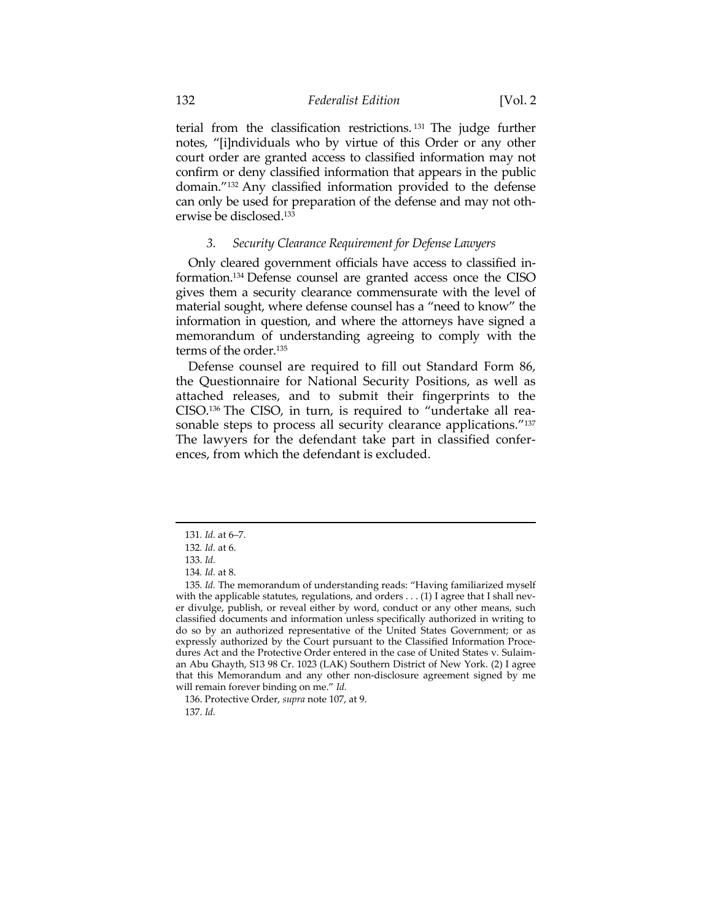terial from the classification restrictions.[131] The judge further notes, "[i]ndividuals who by virtue of this Order or any other court order are granted access to classified information may not confirm or deny classified information that appears in the public domain."[132] Any classified information provided to the defense can only be used for preparation of the defense and may not otherwise be disclosed.[133]

### *3. Security Clearance Requirement for Defense Lawyers*

Only cleared government officials have access to classified information.[134] Defense counsel are granted access once the CISO gives them a security clearance commensurate with the level of material sought, where defense counsel has a "need to know" the information in question, and where the attorneys have signed a memorandum of understanding agreeing to comply with the terms of the order.[135]

Defense counsel are required to fill out Standard Form 86, the Questionnaire for National Security Positions, as well as attached releases, and to submit their fingerprints to the CISO.[136] The CISO, in turn, is required to "undertake all reasonable steps to process all security clearance applications."[137] The lawyers for the defendant take part in classified conferences, from which the defendant is excluded.

---

131. *Id.* at 6–7.

132. *Id.* at 6.

133. *Id.*

134. *Id.* at 8.

135. *Id.* The memorandum of understanding reads: "Having familiarized myself with the applicable statutes, regulations, and orders . . . (1) I agree that I shall never divulge, publish, or reveal either by word, conduct or any other means, such classified documents and information unless specifically authorized in writing to do so by an authorized representative of the United States Government; or as expressly authorized by the Court pursuant to the Classified Information Procedures Act and the Protective Order entered in the case of United States v. Sulaiman Abu Ghayth, S13 98 Cr. 1023 (LAK) Southern District of New York. (2) I agree that this Memorandum and any other non-disclosure agreement signed by me will remain forever binding on me." *Id.*

136. Protective Order, *supra* note 107, at 9.

137. *Id.*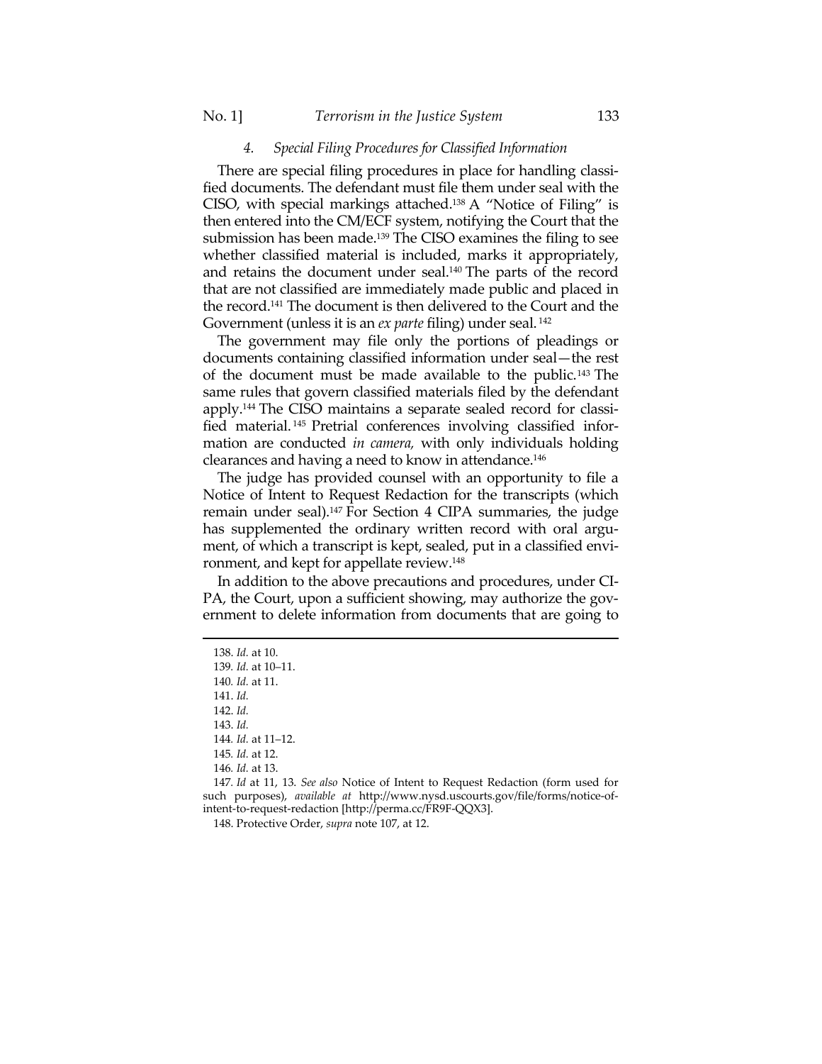#### 4. *Special Filing Procedures for Classified Information*

There are special filing procedures in place for handling classified documents. The defendant must file them under seal with the CISO, with special markings attached.[138] A "Notice of Filing" is then entered into the CM/ECF system, notifying the Court that the submission has been made.[139] The CISO examines the filing to see whether classified material is included, marks it appropriately, and retains the document under seal.[140] The parts of the record that are not classified are immediately made public and placed in the record.[141] The document is then delivered to the Court and the Government (unless it is an *ex parte* filing) under seal.[142]

The government may file only the portions of pleadings or documents containing classified information under seal—the rest of the document must be made available to the public.[143] The same rules that govern classified materials filed by the defendant apply.[144] The CISO maintains a separate sealed record for classified material.[145] Pretrial conferences involving classified information are conducted *in camera,* with only individuals holding clearances and having a need to know in attendance.[146]

The judge has provided counsel with an opportunity to file a Notice of Intent to Request Redaction for the transcripts (which remain under seal).[147] For Section 4 CIPA summaries, the judge has supplemented the ordinary written record with oral argument, of which a transcript is kept, sealed, put in a classified environment, and kept for appellate review.[148]

In addition to the above precautions and procedures, under CIPA, the Court, upon a sufficient showing, may authorize the government to delete information from documents that are going to

---

138. *Id.* at 10.

139. *Id.* at 10–11.

140. *Id.* at 11.

141. *Id.*

142. *Id.*

143. *Id.*

144. *Id.* at 11–12.

145. *Id.* at 12.

146. *Id.* at 13.

147. *Id* at 11, 13. *See also* Notice of Intent to Request Redaction (form used for such purposes), *available at* http://www.nysd.uscourts.gov/file/forms/notice-of-intent-to-request-redaction [http://perma.cc/FR9F-QQX3].

148. Protective Order, *supra* note 107, at 12.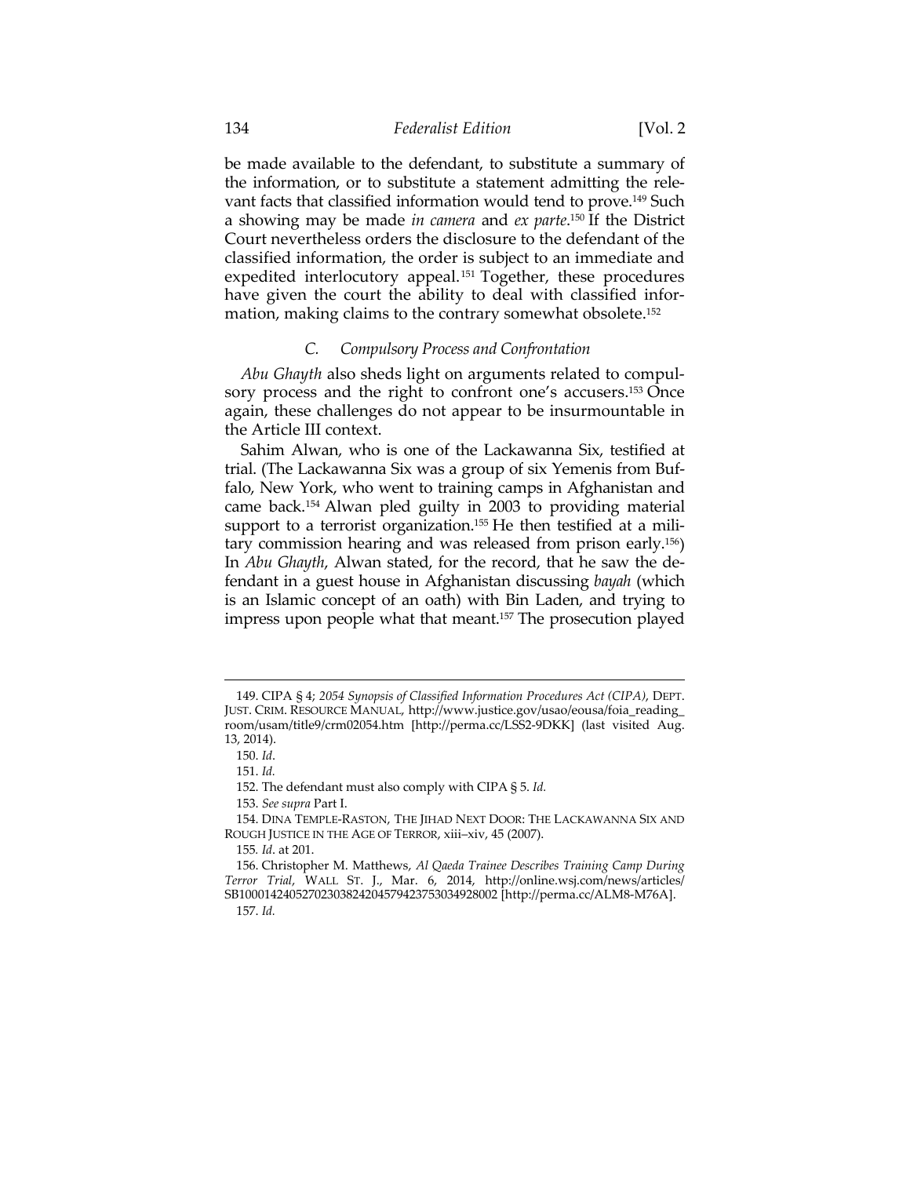be made available to the defendant, to substitute a summary of the information, or to substitute a statement admitting the relevant facts that classified information would tend to prove.[149] Such a showing may be made *in camera* and *ex parte*.[150] If the District Court nevertheless orders the disclosure to the defendant of the classified information, the order is subject to an immediate and expedited interlocutory appeal.[151] Together, these procedures have given the court the ability to deal with classified information, making claims to the contrary somewhat obsolete.[152]

### *C. Compulsory Process and Confrontation*

*Abu Ghayth* also sheds light on arguments related to compulsory process and the right to confront one's accusers.[153] Once again, these challenges do not appear to be insurmountable in the Article III context.

Sahim Alwan, who is one of the Lackawanna Six, testified at trial. (The Lackawanna Six was a group of six Yemenis from Buffalo, New York, who went to training camps in Afghanistan and came back.[154] Alwan pled guilty in 2003 to providing material support to a terrorist organization.[155] He then testified at a military commission hearing and was released from prison early.[156]) In *Abu Ghayth*, Alwan stated, for the record, that he saw the defendant in a guest house in Afghanistan discussing *bayah* (which is an Islamic concept of an oath) with Bin Laden, and trying to impress upon people what that meant.[157] The prosecution played

---

149. CIPA § 4; *2054 Synopsis of Classified Information Procedures Act (CIPA)*, DEPT. JUST. CRIM. RESOURCE MANUAL, http://www.justice.gov/usao/eousa/foia_reading_room/usam/title9/crm02054.htm [http://perma.cc/LSS2-9DKK] (last visited Aug. 13, 2014).

150. *Id*.

151. *Id.*

152. The defendant must also comply with CIPA § 5. *Id.*

153. *See supra* Part I.

154. DINA TEMPLE-RASTON, THE JIHAD NEXT DOOR: THE LACKAWANNA SIX AND ROUGH JUSTICE IN THE AGE OF TERROR, xiii–xiv, 45 (2007).

155. *Id*. at 201.

156. Christopher M. Matthews, *Al Qaeda Trainee Describes Training Camp During Terror Trial*, WALL ST. J., Mar. 6, 2014, http://online.wsj.com/news/articles/SB10001424052702303824204579423753034928002 [http://perma.cc/ALM8-M76A].

157. *Id.*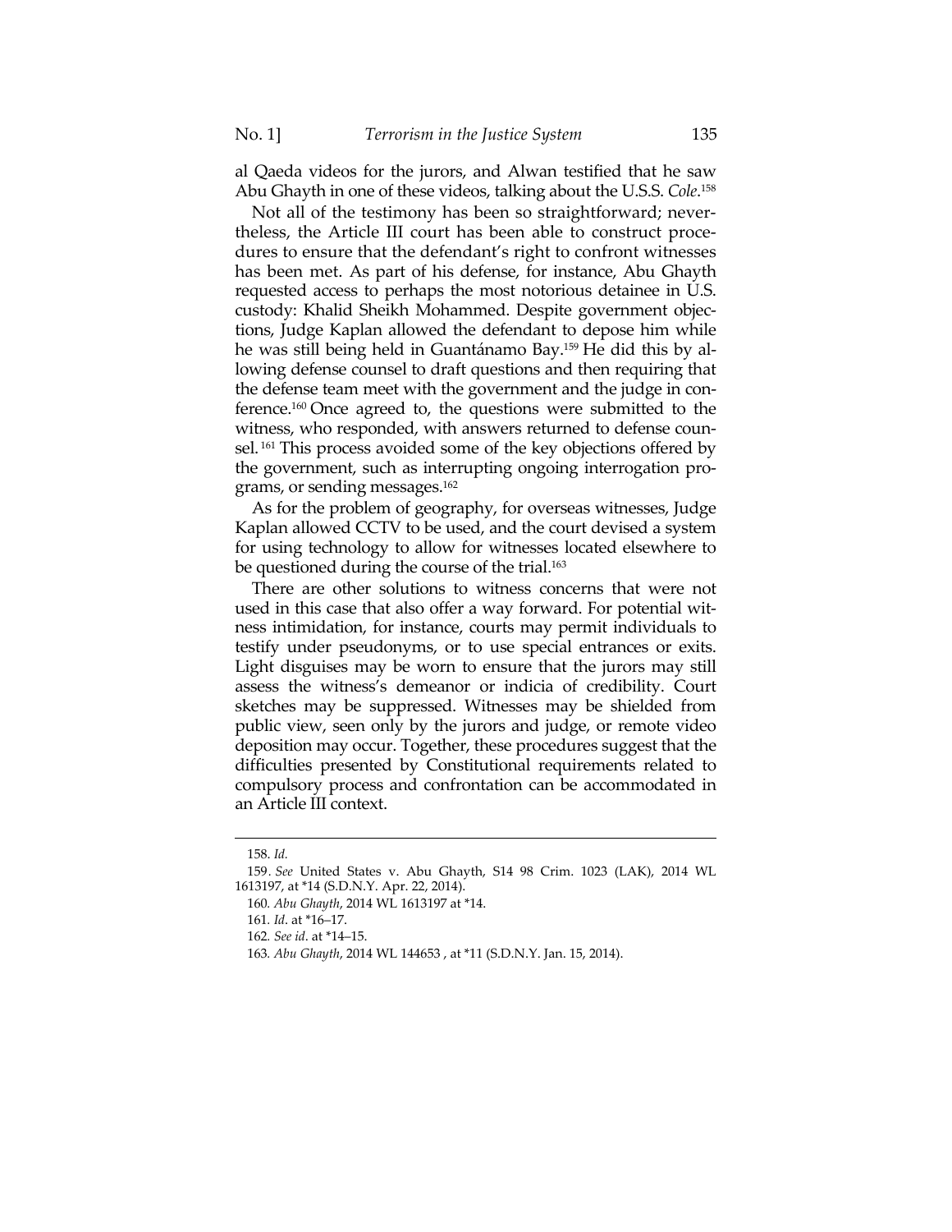al Qaeda videos for the jurors, and Alwan testified that he saw Abu Ghayth in one of these videos, talking about the U.S.S. *Cole*.[158]

Not all of the testimony has been so straightforward; nevertheless, the Article III court has been able to construct procedures to ensure that the defendant's right to confront witnesses has been met. As part of his defense, for instance, Abu Ghayth requested access to perhaps the most notorious detainee in U.S. custody: Khalid Sheikh Mohammed. Despite government objections, Judge Kaplan allowed the defendant to depose him while he was still being held in Guantánamo Bay.[159] He did this by allowing defense counsel to draft questions and then requiring that the defense team meet with the government and the judge in conference.[160] Once agreed to, the questions were submitted to the witness, who responded, with answers returned to defense counsel.[161] This process avoided some of the key objections offered by the government, such as interrupting ongoing interrogation programs, or sending messages.[162]

As for the problem of geography, for overseas witnesses, Judge Kaplan allowed CCTV to be used, and the court devised a system for using technology to allow for witnesses located elsewhere to be questioned during the course of the trial.[163]

There are other solutions to witness concerns that were not used in this case that also offer a way forward. For potential witness intimidation, for instance, courts may permit individuals to testify under pseudonyms, or to use special entrances or exits. Light disguises may be worn to ensure that the jurors may still assess the witness's demeanor or indicia of credibility. Court sketches may be suppressed. Witnesses may be shielded from public view, seen only by the jurors and judge, or remote video deposition may occur. Together, these procedures suggest that the difficulties presented by Constitutional requirements related to compulsory process and confrontation can be accommodated in an Article III context.

---

158. *Id.*

159. *See* United States v. Abu Ghayth, S14 98 Crim. 1023 (LAK), 2014 WL 1613197, at *14 (S.D.N.Y. Apr. 22, 2014).

160. *Abu Ghayth*, 2014 WL 1613197 at *14.

161. *Id.* at *16–17.

162. *See id.* at *14–15.

163. *Abu Ghayth*, 2014 WL 144653 , at *11 (S.D.N.Y. Jan. 15, 2014).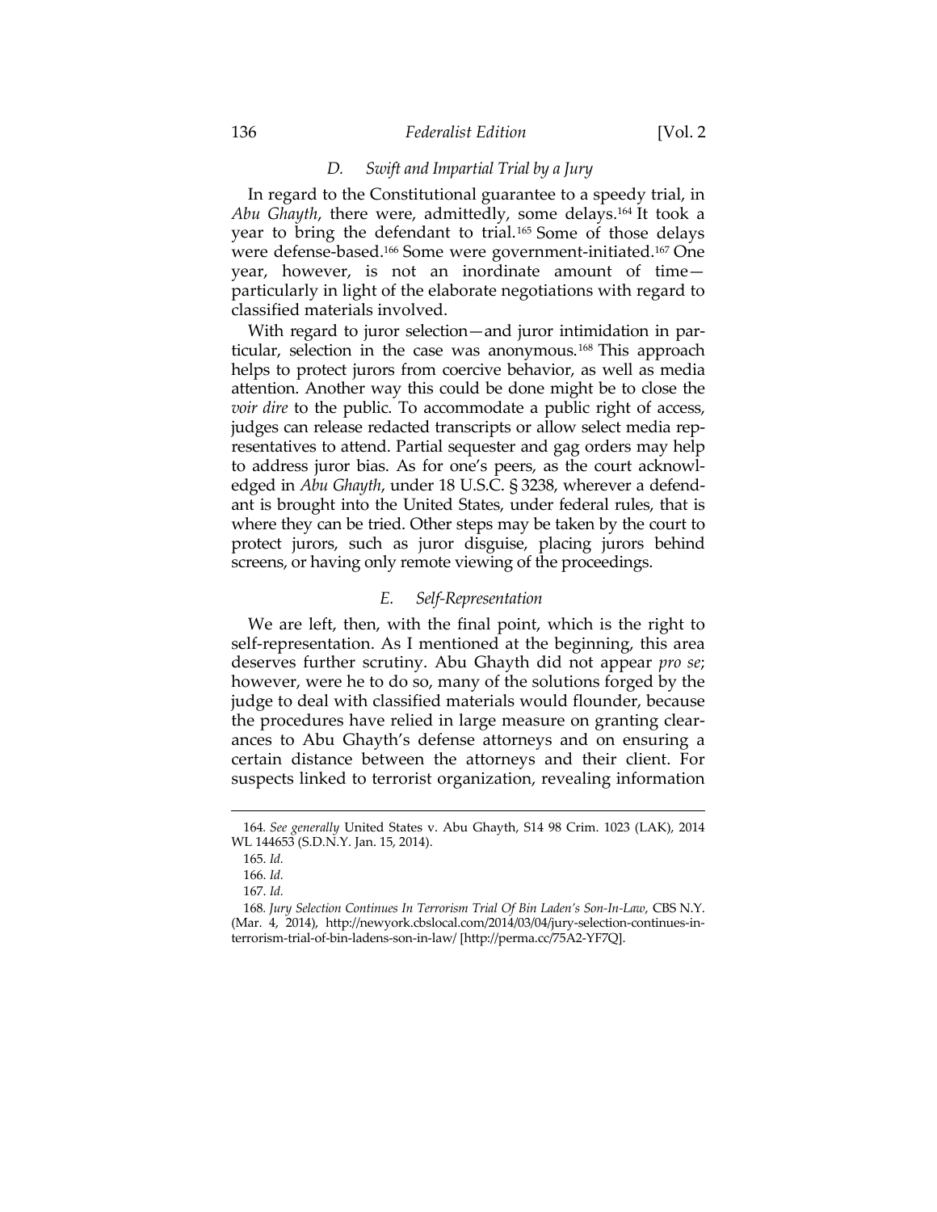### D. *Swift and Impartial Trial by a Jury*

In regard to the Constitutional guarantee to a speedy trial, in *Abu Ghayth*, there were, admittedly, some delays.[164] It took a year to bring the defendant to trial.[165] Some of those delays were defense-based.[166] Some were government-initiated.[167] One year, however, is not an inordinate amount of time—particularly in light of the elaborate negotiations with regard to classified materials involved.

With regard to juror selection—and juror intimidation in particular, selection in the case was anonymous.[168] This approach helps to protect jurors from coercive behavior, as well as media attention. Another way this could be done might be to close the *voir dire* to the public. To accommodate a public right of access, judges can release redacted transcripts or allow select media representatives to attend. Partial sequester and gag orders may help to address juror bias. As for one's peers, as the court acknowledged in *Abu Ghayth*, under 18 U.S.C. § 3238, wherever a defendant is brought into the United States, under federal rules, that is where they can be tried. Other steps may be taken by the court to protect jurors, such as juror disguise, placing jurors behind screens, or having only remote viewing of the proceedings.

### E. *Self-Representation*

We are left, then, with the final point, which is the right to self-representation. As I mentioned at the beginning, this area deserves further scrutiny. Abu Ghayth did not appear *pro se*; however, were he to do so, many of the solutions forged by the judge to deal with classified materials would flounder, because the procedures have relied in large measure on granting clearances to Abu Ghayth's defense attorneys and on ensuring a certain distance between the attorneys and their client. For suspects linked to terrorist organization, revealing information

---

164. *See generally* United States v. Abu Ghayth, S14 98 Crim. 1023 (LAK), 2014 WL 144653 (S.D.N.Y. Jan. 15, 2014).

165. *Id.*

166. *Id.*

167. *Id.*

168. *Jury Selection Continues In Terrorism Trial Of Bin Laden's Son-In-Law*, CBS N.Y. (Mar. 4, 2014), http://newyork.cbslocal.com/2014/03/04/jury-selection-continues-in-terrorism-trial-of-bin-ladens-son-in-law/ [http://perma.cc/75A2-YF7Q].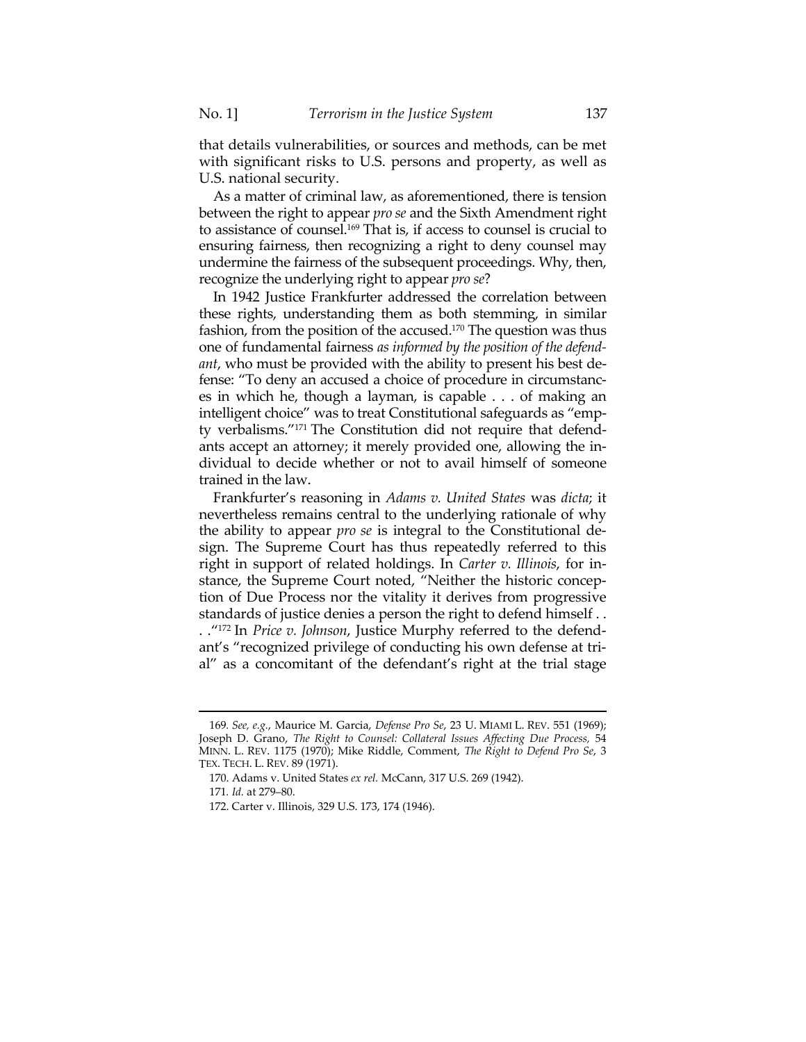that details vulnerabilities, or sources and methods, can be met with significant risks to U.S. persons and property, as well as U.S. national security.

As a matter of criminal law, as aforementioned, there is tension between the right to appear *pro se* and the Sixth Amendment right to assistance of counsel.[169] That is, if access to counsel is crucial to ensuring fairness, then recognizing a right to deny counsel may undermine the fairness of the subsequent proceedings. Why, then, recognize the underlying right to appear *pro se*?

In 1942 Justice Frankfurter addressed the correlation between these rights, understanding them as both stemming, in similar fashion, from the position of the accused.[170] The question was thus one of fundamental fairness *as informed by the position of the defendant*, who must be provided with the ability to present his best defense: "To deny an accused a choice of procedure in circumstances in which he, though a layman, is capable . . . of making an intelligent choice" was to treat Constitutional safeguards as "empty verbalisms."[171] The Constitution did not require that defendants accept an attorney; it merely provided one, allowing the individual to decide whether or not to avail himself of someone trained in the law.

Frankfurter's reasoning in *Adams v. United States* was *dicta*; it nevertheless remains central to the underlying rationale of why the ability to appear *pro se* is integral to the Constitutional design. The Supreme Court has thus repeatedly referred to this right in support of related holdings. In *Carter v. Illinois*, for instance, the Supreme Court noted, "Neither the historic conception of Due Process nor the vitality it derives from progressive standards of justice denies a person the right to defend himself . . . ."[172] In *Price v. Johnson*, Justice Murphy referred to the defendant's "recognized privilege of conducting his own defense at trial" as a concomitant of the defendant's right at the trial stage

---

169. *See, e.g.*, Maurice M. Garcia, *Defense Pro Se*, 23 U. MIAMI L. REV. 551 (1969); Joseph D. Grano, *The Right to Counsel: Collateral Issues Affecting Due Process*, 54 MINN. L. REV. 1175 (1970); Mike Riddle, Comment, *The Right to Defend Pro Se*, 3 TEX. TECH. L. REV. 89 (1971).

170. Adams v. United States *ex rel.* McCann, 317 U.S. 269 (1942).

171. *Id.* at 279–80.

172. Carter v. Illinois, 329 U.S. 173, 174 (1946).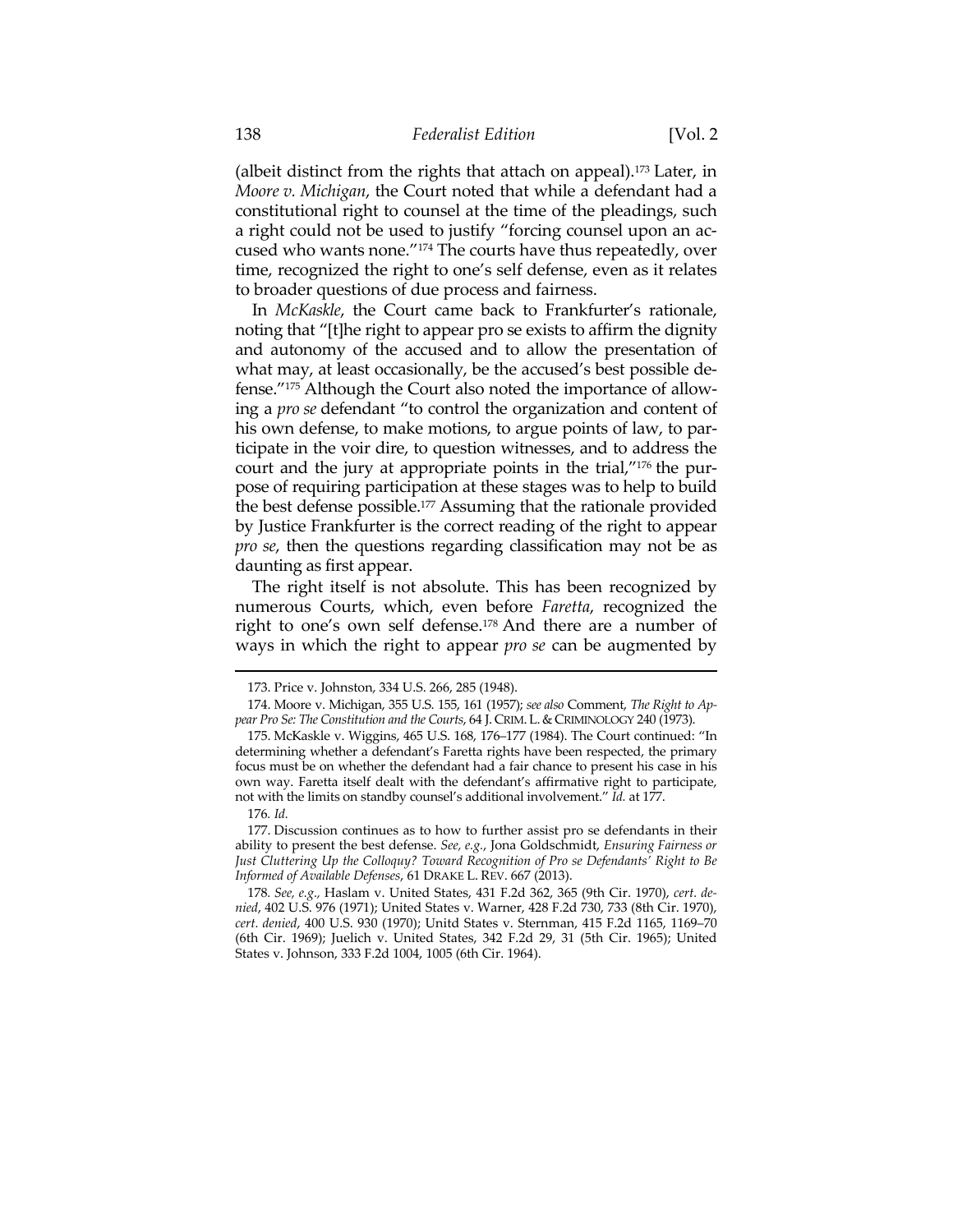(albeit distinct from the rights that attach on appeal).[173] Later, in *Moore v. Michigan*, the Court noted that while a defendant had a constitutional right to counsel at the time of the pleadings, such a right could not be used to justify "forcing counsel upon an accused who wants none."[174] The courts have thus repeatedly, over time, recognized the right to one's self defense, even as it relates to broader questions of due process and fairness.

In *McKaskle*, the Court came back to Frankfurter's rationale, noting that "[t]he right to appear pro se exists to affirm the dignity and autonomy of the accused and to allow the presentation of what may, at least occasionally, be the accused's best possible defense."[175] Although the Court also noted the importance of allowing a *pro se* defendant "to control the organization and content of his own defense, to make motions, to argue points of law, to participate in the voir dire, to question witnesses, and to address the court and the jury at appropriate points in the trial,"[176] the purpose of requiring participation at these stages was to help to build the best defense possible.[177] Assuming that the rationale provided by Justice Frankfurter is the correct reading of the right to appear *pro se*, then the questions regarding classification may not be as daunting as first appear.

The right itself is not absolute. This has been recognized by numerous Courts, which, even before *Faretta*, recognized the right to one's own self defense.[178] And there are a number of ways in which the right to appear *pro se* can be augmented by

---

173. Price v. Johnston, 334 U.S. 266, 285 (1948).

174. Moore v. Michigan, 355 U.S. 155, 161 (1957); *see also* Comment, *The Right to Appear Pro Se: The Constitution and the Courts*, 64 J. CRIM. L. & CRIMINOLOGY 240 (1973).

175. McKaskle v. Wiggins, 465 U.S. 168, 176–177 (1984). The Court continued: "In determining whether a defendant's Faretta rights have been respected, the primary focus must be on whether the defendant had a fair chance to present his case in his own way. Faretta itself dealt with the defendant's affirmative right to participate, not with the limits on standby counsel's additional involvement." *Id.* at 177.

176. *Id.*

177. Discussion continues as to how to further assist pro se defendants in their ability to present the best defense. *See, e.g.*, Jona Goldschmidt, *Ensuring Fairness or Just Cluttering Up the Colloquy? Toward Recognition of Pro se Defendants' Right to Be Informed of Available Defenses*, 61 DRAKE L. REV. 667 (2013).

178. *See, e.g.*, Haslam v. United States, 431 F.2d 362, 365 (9th Cir. 1970), *cert. denied*, 402 U.S. 976 (1971); United States v. Warner, 428 F.2d 730, 733 (8th Cir. 1970), *cert. denied*, 400 U.S. 930 (1970); Unitd States v. Sternman, 415 F.2d 1165, 1169–70 (6th Cir. 1969); Juelich v. United States, 342 F.2d 29, 31 (5th Cir. 1965); United States v. Johnson, 333 F.2d 1004, 1005 (6th Cir. 1964).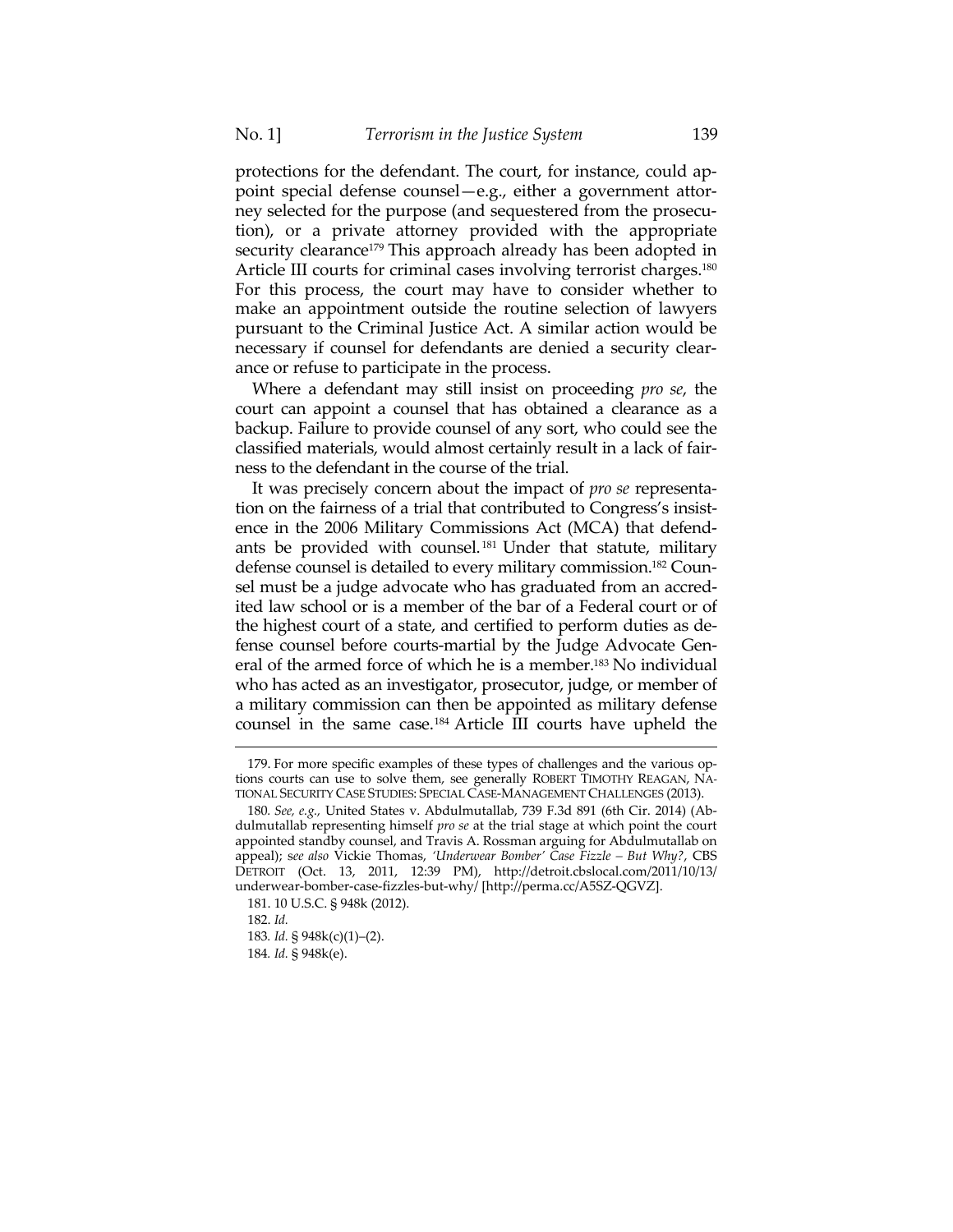protections for the defendant. The court, for instance, could appoint special defense counsel—e.g., either a government attorney selected for the purpose (and sequestered from the prosecution), or a private attorney provided with the appropriate security clearance[179] This approach already has been adopted in Article III courts for criminal cases involving terrorist charges.[180] For this process, the court may have to consider whether to make an appointment outside the routine selection of lawyers pursuant to the Criminal Justice Act. A similar action would be necessary if counsel for defendants are denied a security clearance or refuse to participate in the process.

Where a defendant may still insist on proceeding *pro se*, the court can appoint a counsel that has obtained a clearance as a backup. Failure to provide counsel of any sort, who could see the classified materials, would almost certainly result in a lack of fairness to the defendant in the course of the trial.

It was precisely concern about the impact of *pro se* representation on the fairness of a trial that contributed to Congress's insistence in the 2006 Military Commissions Act (MCA) that defendants be provided with counsel.[181] Under that statute, military defense counsel is detailed to every military commission.[182] Counsel must be a judge advocate who has graduated from an accredited law school or is a member of the bar of a Federal court or of the highest court of a state, and certified to perform duties as defense counsel before courts-martial by the Judge Advocate General of the armed force of which he is a member.[183] No individual who has acted as an investigator, prosecutor, judge, or member of a military commission can then be appointed as military defense counsel in the same case.[184] Article III courts have upheld the

---

179. For more specific examples of these types of challenges and the various options courts can use to solve them, see generally ROBERT TIMOTHY REAGAN, NATIONAL SECURITY CASE STUDIES: SPECIAL CASE-MANAGEMENT CHALLENGES (2013).

180. *See, e.g.,* United States v. Abdulmutallab, 739 F.3d 891 (6th Cir. 2014) (Abdulmutallab representing himself *pro se* at the trial stage at which point the court appointed standby counsel, and Travis A. Rossman arguing for Abdulmutallab on appeal); *see also* Vickie Thomas, *'Underwear Bomber' Case Fizzle – But Why?*, CBS DETROIT (Oct. 13, 2011, 12:39 PM), http://detroit.cbslocal.com/2011/10/13/underwear-bomber-case-fizzles-but-why/ [http://perma.cc/A5SZ-QGVZ].

181. 10 U.S.C. § 948k (2012).

182. *Id.*

183. *Id.* § 948k(c)(1)–(2).

184. *Id.* § 948k(e).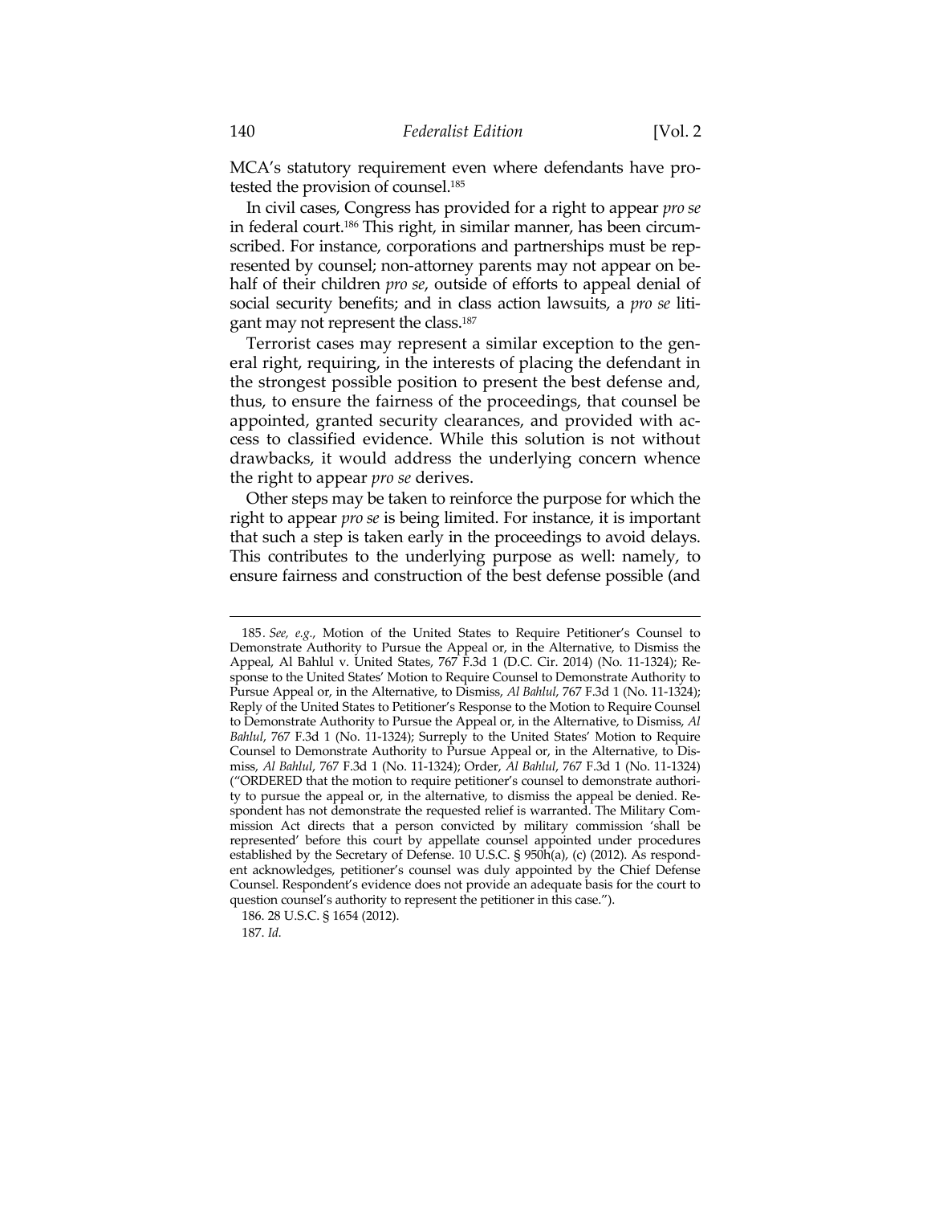MCA's statutory requirement even where defendants have protested the provision of counsel.[185]

In civil cases, Congress has provided for a right to appear *pro se* in federal court.[186] This right, in similar manner, has been circumscribed. For instance, corporations and partnerships must be represented by counsel; non-attorney parents may not appear on behalf of their children *pro se*, outside of efforts to appeal denial of social security benefits; and in class action lawsuits, a *pro se* litigant may not represent the class.[187]

Terrorist cases may represent a similar exception to the general right, requiring, in the interests of placing the defendant in the strongest possible position to present the best defense and, thus, to ensure the fairness of the proceedings, that counsel be appointed, granted security clearances, and provided with access to classified evidence. While this solution is not without drawbacks, it would address the underlying concern whence the right to appear *pro se* derives.

Other steps may be taken to reinforce the purpose for which the right to appear *pro se* is being limited. For instance, it is important that such a step is taken early in the proceedings to avoid delays. This contributes to the underlying purpose as well: namely, to ensure fairness and construction of the best defense possible (and

---

185. *See, e.g.*, Motion of the United States to Require Petitioner's Counsel to Demonstrate Authority to Pursue the Appeal or, in the Alternative, to Dismiss the Appeal, Al Bahlul v. United States, 767 F.3d 1 (D.C. Cir. 2014) (No. 11-1324); Response to the United States' Motion to Require Counsel to Demonstrate Authority to Pursue Appeal or, in the Alternative, to Dismiss, *Al Bahlul*, 767 F.3d 1 (No. 11-1324); Reply of the United States to Petitioner's Response to the Motion to Require Counsel to Demonstrate Authority to Pursue the Appeal or, in the Alternative, to Dismiss, *Al Bahlul*, 767 F.3d 1 (No. 11-1324); Surreply to the United States' Motion to Require Counsel to Demonstrate Authority to Pursue Appeal or, in the Alternative, to Dismiss, *Al Bahlul*, 767 F.3d 1 (No. 11-1324); Order, *Al Bahlul*, 767 F.3d 1 (No. 11-1324) ("ORDERED that the motion to require petitioner's counsel to demonstrate authority to pursue the appeal or, in the alternative, to dismiss the appeal be denied. Respondent has not demonstrate the requested relief is warranted. The Military Commission Act directs that a person convicted by military commission 'shall be represented' before this court by appellate counsel appointed under procedures established by the Secretary of Defense. 10 U.S.C. § 950h(a), (c) (2012). As respondent acknowledges, petitioner's counsel was duly appointed by the Chief Defense Counsel. Respondent's evidence does not provide an adequate basis for the court to question counsel's authority to represent the petitioner in this case.").

186. 28 U.S.C. § 1654 (2012).

187. *Id.*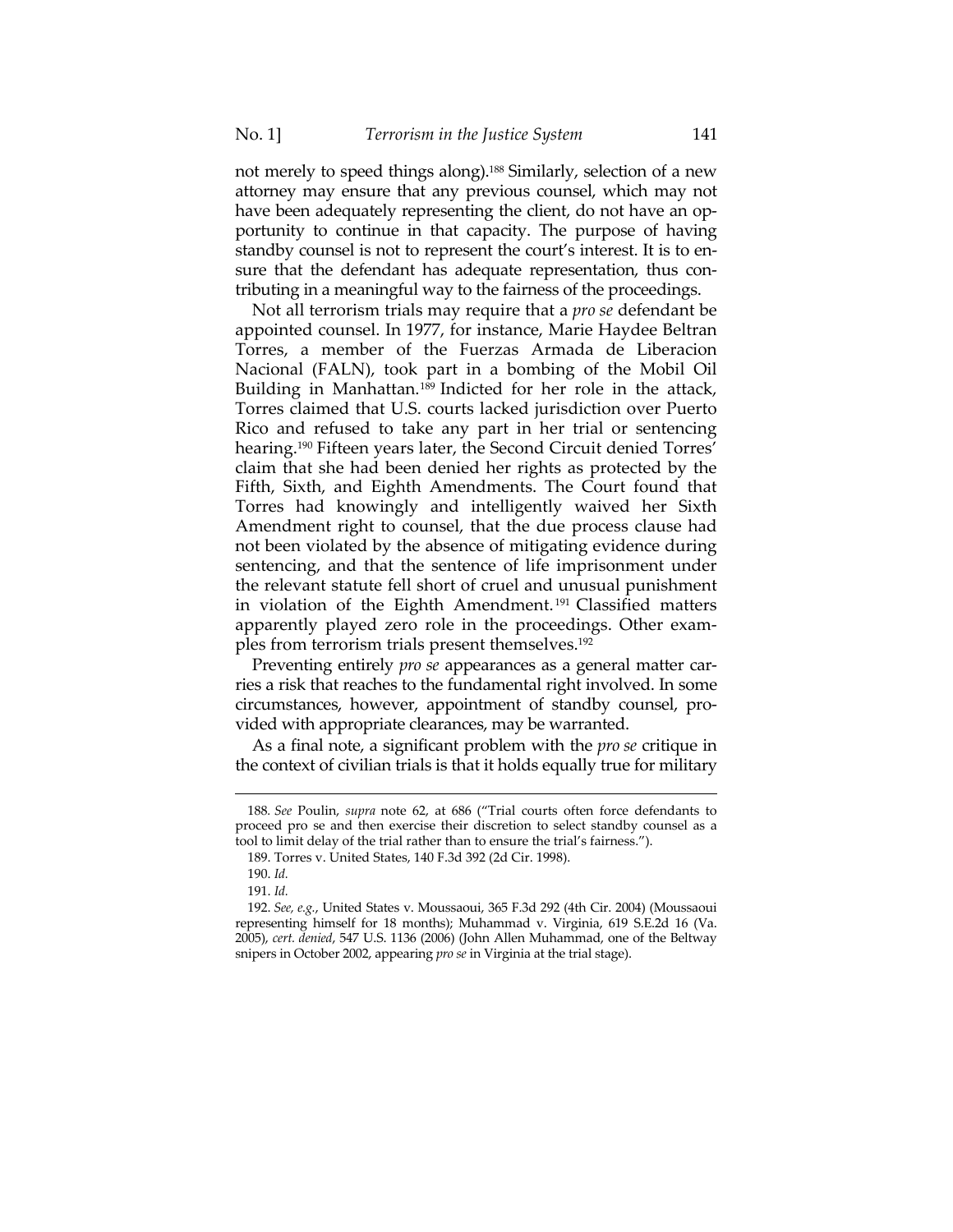not merely to speed things along).[188] Similarly, selection of a new attorney may ensure that any previous counsel, which may not have been adequately representing the client, do not have an opportunity to continue in that capacity. The purpose of having standby counsel is not to represent the court's interest. It is to ensure that the defendant has adequate representation, thus contributing in a meaningful way to the fairness of the proceedings.

Not all terrorism trials may require that a *pro se* defendant be appointed counsel. In 1977, for instance, Marie Haydee Beltran Torres, a member of the Fuerzas Armada de Liberacion Nacional (FALN), took part in a bombing of the Mobil Oil Building in Manhattan.[189] Indicted for her role in the attack, Torres claimed that U.S. courts lacked jurisdiction over Puerto Rico and refused to take any part in her trial or sentencing hearing.[190] Fifteen years later, the Second Circuit denied Torres' claim that she had been denied her rights as protected by the Fifth, Sixth, and Eighth Amendments. The Court found that Torres had knowingly and intelligently waived her Sixth Amendment right to counsel, that the due process clause had not been violated by the absence of mitigating evidence during sentencing, and that the sentence of life imprisonment under the relevant statute fell short of cruel and unusual punishment in violation of the Eighth Amendment.[191] Classified matters apparently played zero role in the proceedings. Other examples from terrorism trials present themselves.[192]

Preventing entirely *pro se* appearances as a general matter carries a risk that reaches to the fundamental right involved. In some circumstances, however, appointment of standby counsel, provided with appropriate clearances, may be warranted.

As a final note, a significant problem with the *pro se* critique in the context of civilian trials is that it holds equally true for military

---

188. *See* Poulin, *supra* note 62, at 686 ("Trial courts often force defendants to proceed pro se and then exercise their discretion to select standby counsel as a tool to limit delay of the trial rather than to ensure the trial's fairness.").

189. Torres v. United States, 140 F.3d 392 (2d Cir. 1998).

190. *Id.*

191. *Id.*

192. *See, e.g.*, United States v. Moussaoui, 365 F.3d 292 (4th Cir. 2004) (Moussaoui representing himself for 18 months); Muhammad v. Virginia, 619 S.E.2d 16 (Va. 2005), *cert. denied*, 547 U.S. 1136 (2006) (John Allen Muhammad, one of the Beltway snipers in October 2002, appearing *pro se* in Virginia at the trial stage).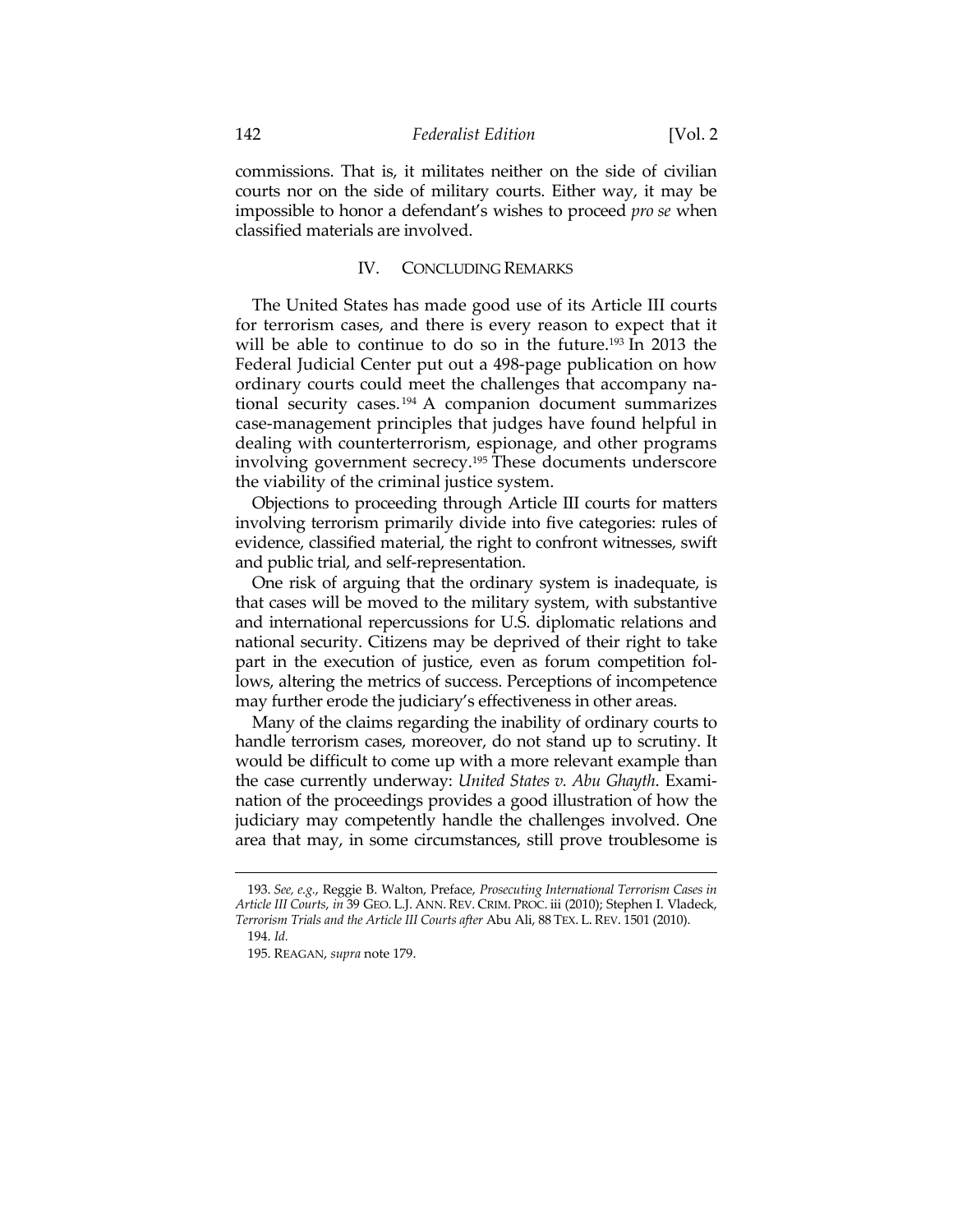commissions. That is, it militates neither on the side of civilian courts nor on the side of military courts. Either way, it may be impossible to honor a defendant's wishes to proceed *pro se* when classified materials are involved.

## IV. CONCLUDING REMARKS

The United States has made good use of its Article III courts for terrorism cases, and there is every reason to expect that it will be able to continue to do so in the future.[193] In 2013 the Federal Judicial Center put out a 498-page publication on how ordinary courts could meet the challenges that accompany national security cases.[194] A companion document summarizes case-management principles that judges have found helpful in dealing with counterterrorism, espionage, and other programs involving government secrecy.[195] These documents underscore the viability of the criminal justice system.

Objections to proceeding through Article III courts for matters involving terrorism primarily divide into five categories: rules of evidence, classified material, the right to confront witnesses, swift and public trial, and self-representation.

One risk of arguing that the ordinary system is inadequate, is that cases will be moved to the military system, with substantive and international repercussions for U.S. diplomatic relations and national security. Citizens may be deprived of their right to take part in the execution of justice, even as forum competition follows, altering the metrics of success. Perceptions of incompetence may further erode the judiciary's effectiveness in other areas.

Many of the claims regarding the inability of ordinary courts to handle terrorism cases, moreover, do not stand up to scrutiny. It would be difficult to come up with a more relevant example than the case currently underway: *United States v. Abu Ghayth*. Examination of the proceedings provides a good illustration of how the judiciary may competently handle the challenges involved. One area that may, in some circumstances, still prove troublesome is

---

193. *See, e.g.*, Reggie B. Walton, Preface, *Prosecuting International Terrorism Cases in Article III Courts*, *in* 39 GEO. L.J. ANN. REV. CRIM. PROC. iii (2010); Stephen I. Vladeck, *Terrorism Trials and the Article III Courts after* Abu Ali, 88 TEX. L. REV. 1501 (2010).

194. *Id.*

195. REAGAN, *supra* note 179.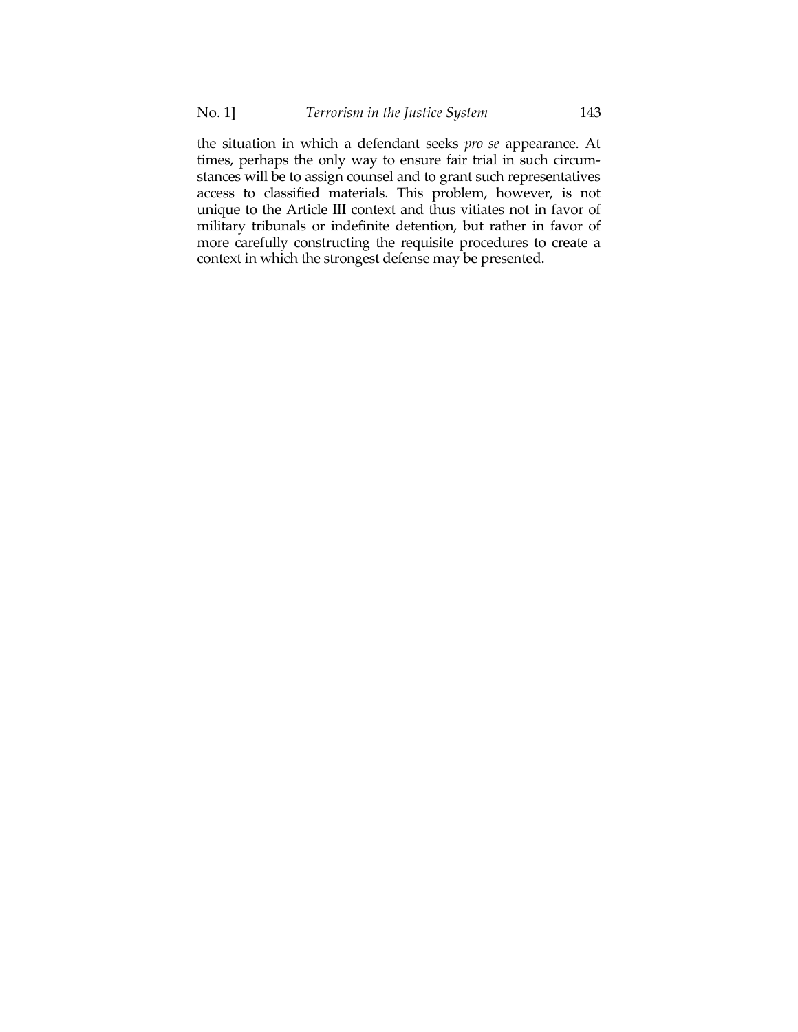the situation in which a defendant seeks *pro se* appearance. At times, perhaps the only way to ensure fair trial in such circumstances will be to assign counsel and to grant such representatives access to classified materials. This problem, however, is not unique to the Article III context and thus vitiates not in favor of military tribunals or indefinite detention, but rather in favor of more carefully constructing the requisite procedures to create a context in which the strongest defense may be presented.